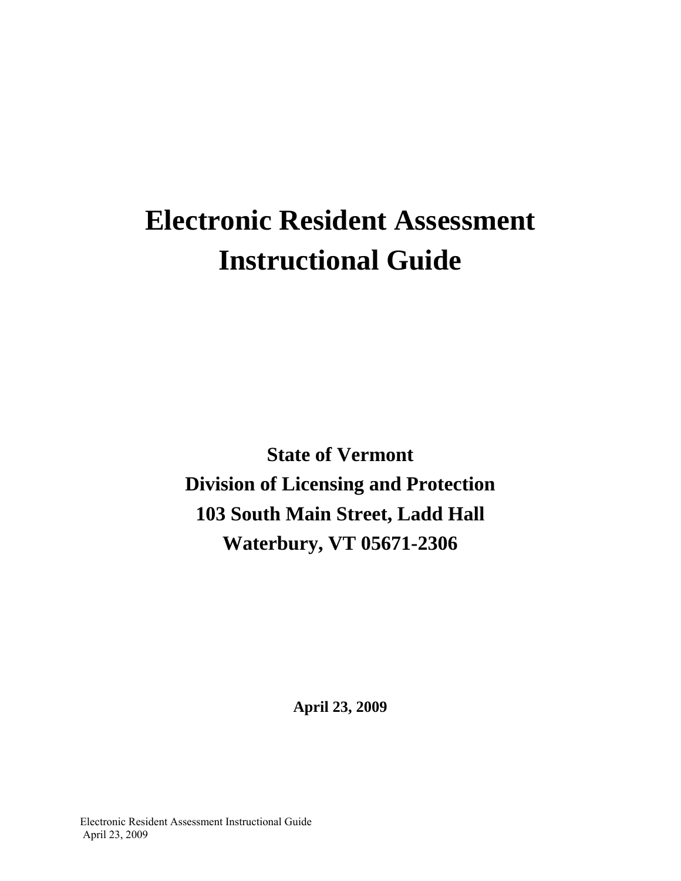# Electronic Resident Assessment Instructional Guide

**State of Vermont**
**Division of Licensing and Protection**
**103 South Main Street, Ladd Hall**
**Waterbury, VT 05671-2306**

**April 23, 2009**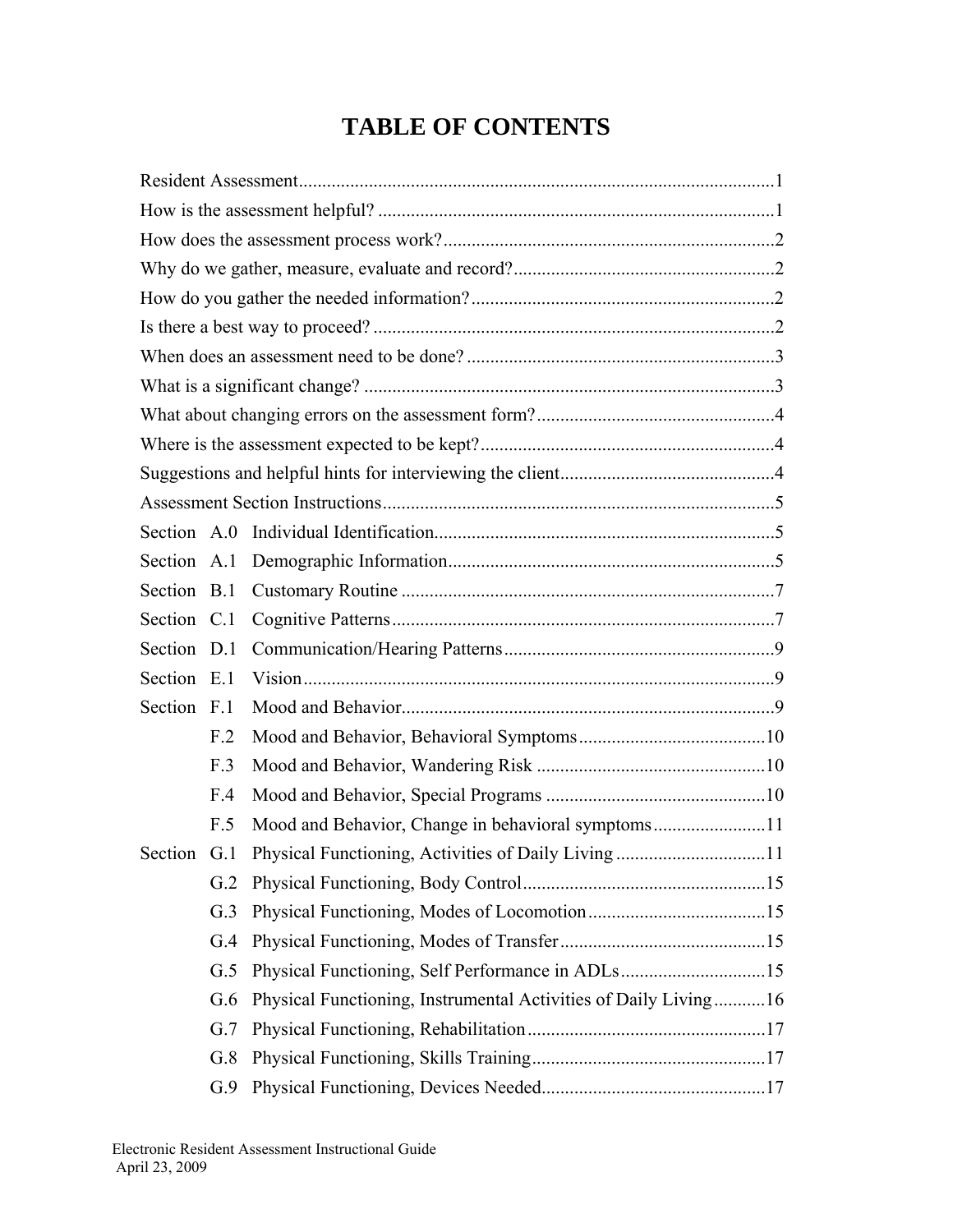# TABLE OF CONTENTS

| | | | |
|---|---|---|---|
| Resident Assessment | | | 1 |
| How is the assessment helpful? | | | 1 |
| How does the assessment process work? | | | 2 |
| Why do we gather, measure, evaluate and record? | | | 2 |
| How do you gather the needed information? | | | 2 |
| Is there a best way to proceed? | | | 2 |
| When does an assessment need to be done? | | | 3 |
| What is a significant change? | | | 3 |
| What about changing errors on the assessment form? | | | 4 |
| Where is the assessment expected to be kept? | | | 4 |
| Suggestions and helpful hints for interviewing the client | | | 4 |
| Assessment Section Instructions | | | 5 |
| Section | A.0 | Individual Identification | 5 |
| Section | A.1 | Demographic Information | 5 |
| Section | B.1 | Customary Routine | 7 |
| Section | C.1 | Cognitive Patterns | 7 |
| Section | D.1 | Communication/Hearing Patterns | 9 |
| Section | E.1 | Vision | 9 |
| Section | F.1 | Mood and Behavior | 9 |
| | F.2 | Mood and Behavior, Behavioral Symptoms | 10 |
| | F.3 | Mood and Behavior, Wandering Risk | 10 |
| | F.4 | Mood and Behavior, Special Programs | 10 |
| | F.5 | Mood and Behavior, Change in behavioral symptoms | 11 |
| Section | G.1 | Physical Functioning, Activities of Daily Living | 11 |
| | G.2 | Physical Functioning, Body Control | 15 |
| | G.3 | Physical Functioning, Modes of Locomotion | 15 |
| | G.4 | Physical Functioning, Modes of Transfer | 15 |
| | G.5 | Physical Functioning, Self Performance in ADLs | 15 |
| | G.6 | Physical Functioning, Instrumental Activities of Daily Living | 16 |
| | G.7 | Physical Functioning, Rehabilitation | 17 |
| | G.8 | Physical Functioning, Skills Training | 17 |
| | G.9 | Physical Functioning, Devices Needed | 17 |

Electronic Resident Assessment Instructional Guide
April 23, 2009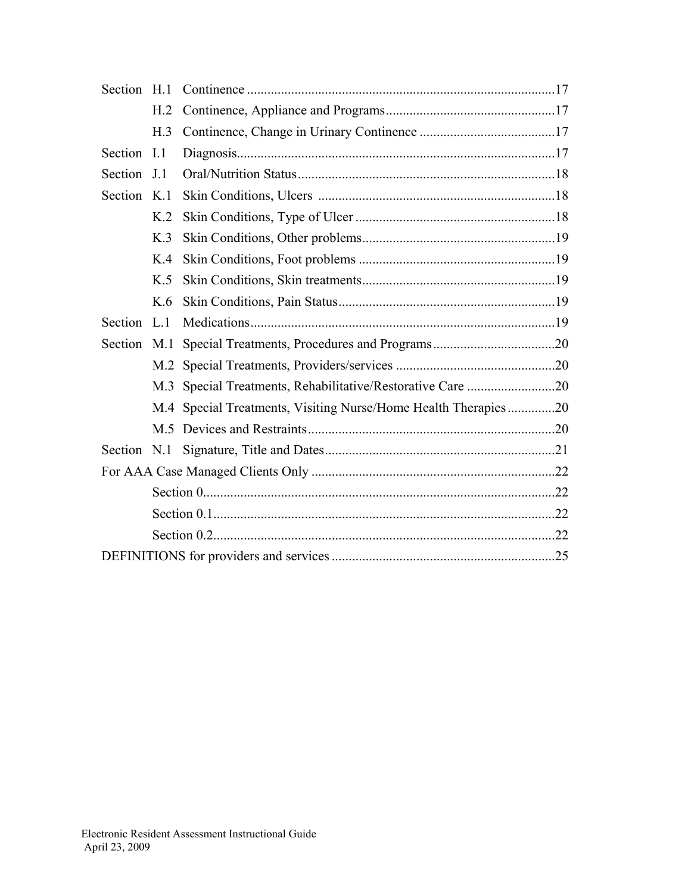| | | | |
|---|---|---|---|
| Section | H.1 | Continence | 17 |
| | H.2 | Continence, Appliance and Programs | 17 |
| | H.3 | Continence, Change in Urinary Continence | 17 |
| Section | I.1 | Diagnosis | 17 |
| Section | J.1 | Oral/Nutrition Status | 18 |
| Section | K.1 | Skin Conditions, Ulcers | 18 |
| | K.2 | Skin Conditions, Type of Ulcer | 18 |
| | K.3 | Skin Conditions, Other problems | 19 |
| | K.4 | Skin Conditions, Foot problems | 19 |
| | K.5 | Skin Conditions, Skin treatments | 19 |
| | K.6 | Skin Conditions, Pain Status | 19 |
| Section | L.1 | Medications | 19 |
| Section | M.1 | Special Treatments, Procedures and Programs | 20 |
| | M.2 | Special Treatments, Providers/services | 20 |
| | M.3 | Special Treatments, Rehabilitative/Restorative Care | 20 |
| | M.4 | Special Treatments, Visiting Nurse/Home Health Therapies | 20 |
| | M.5 | Devices and Restraints | 20 |
| Section | N.1 | Signature, Title and Dates | 21 |
| For AAA Case Managed Clients Only | | | 22 |
| | Section 0 | | 22 |
| | Section 0.1 | | 22 |
| | Section 0.2 | | 22 |
| DEFINITIONS for providers and services | | | 25 |

Electronic Resident Assessment Instructional Guide
April 23, 2009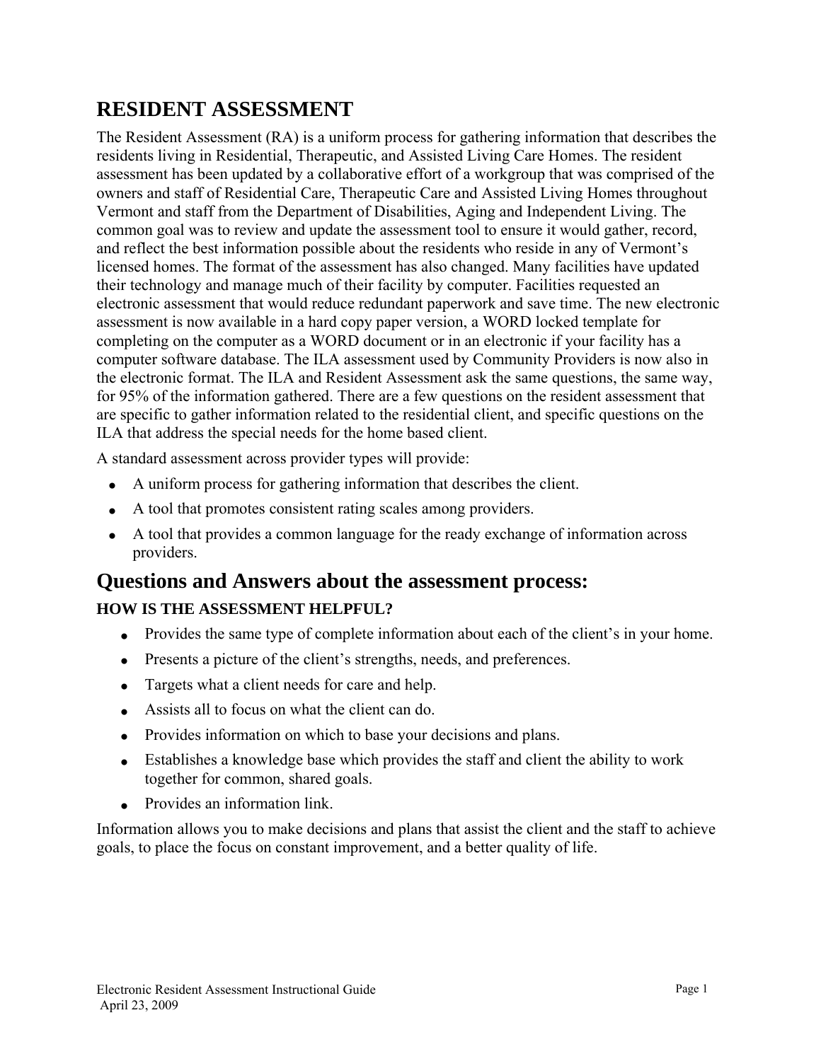# RESIDENT ASSESSMENT

The Resident Assessment (RA) is a uniform process for gathering information that describes the residents living in Residential, Therapeutic, and Assisted Living Care Homes. The resident assessment has been updated by a collaborative effort of a workgroup that was comprised of the owners and staff of Residential Care, Therapeutic Care and Assisted Living Homes throughout Vermont and staff from the Department of Disabilities, Aging and Independent Living. The common goal was to review and update the assessment tool to ensure it would gather, record, and reflect the best information possible about the residents who reside in any of Vermont's licensed homes. The format of the assessment has also changed. Many facilities have updated their technology and manage much of their facility by computer. Facilities requested an electronic assessment that would reduce redundant paperwork and save time. The new electronic assessment is now available in a hard copy paper version, a WORD locked template for completing on the computer as a WORD document or in an electronic if your facility has a computer software database. The ILA assessment used by Community Providers is now also in the electronic format. The ILA and Resident Assessment ask the same questions, the same way, for 95% of the information gathered. There are a few questions on the resident assessment that are specific to gather information related to the residential client, and specific questions on the ILA that address the special needs for the home based client.

A standard assessment across provider types will provide:

- A uniform process for gathering information that describes the client.
- A tool that promotes consistent rating scales among providers.
- A tool that provides a common language for the ready exchange of information across providers.

## Questions and Answers about the assessment process:

### HOW IS THE ASSESSMENT HELPFUL?

- Provides the same type of complete information about each of the client's in your home.
- Presents a picture of the client's strengths, needs, and preferences.
- Targets what a client needs for care and help.
- Assists all to focus on what the client can do.
- Provides information on which to base your decisions and plans.
- Establishes a knowledge base which provides the staff and client the ability to work together for common, shared goals.
- Provides an information link.

Information allows you to make decisions and plans that assist the client and the staff to achieve goals, to place the focus on constant improvement, and a better quality of life.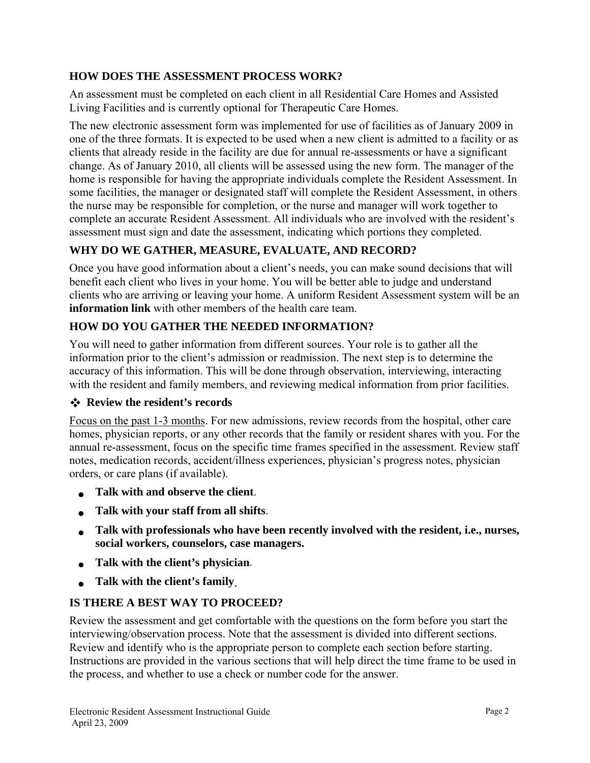## HOW DOES THE ASSESSMENT PROCESS WORK?

An assessment must be completed on each client in all Residential Care Homes and Assisted Living Facilities and is currently optional for Therapeutic Care Homes.

The new electronic assessment form was implemented for use of facilities as of January 2009 in one of the three formats. It is expected to be used when a new client is admitted to a facility or as clients that already reside in the facility are due for annual re-assessments or have a significant change. As of January 2010, all clients will be assessed using the new form. The manager of the home is responsible for having the appropriate individuals complete the Resident Assessment. In some facilities, the manager or designated staff will complete the Resident Assessment, in others the nurse may be responsible for completion, or the nurse and manager will work together to complete an accurate Resident Assessment. All individuals who are involved with the resident's assessment must sign and date the assessment, indicating which portions they completed.

## WHY DO WE GATHER, MEASURE, EVALUATE, AND RECORD?

Once you have good information about a client's needs, you can make sound decisions that will benefit each client who lives in your home. You will be better able to judge and understand clients who are arriving or leaving your home. A uniform Resident Assessment system will be an **information link** with other members of the health care team.

## HOW DO YOU GATHER THE NEEDED INFORMATION?

You will need to gather information from different sources. Your role is to gather all the information prior to the client's admission or readmission. The next step is to determine the accuracy of this information. This will be done through observation, interviewing, interacting with the resident and family members, and reviewing medical information from prior facilities.

- **Review the resident's records**

<u>Focus on the past 1-3 months</u>. For new admissions, review records from the hospital, other care homes, physician reports, or any other records that the family or resident shares with you. For the annual re-assessment, focus on the specific time frames specified in the assessment. Review staff notes, medication records, accident/illness experiences, physician's progress notes, physician orders, or care plans (if available).

- **Talk with and observe the client**.
- **Talk with your staff from all shifts**.
- **Talk with professionals who have been recently involved with the resident, i.e., nurses, social workers, counselors, case managers.**
- **Talk with the client's physician**.
- **Talk with the client's family**.

## IS THERE A BEST WAY TO PROCEED?

Review the assessment and get comfortable with the questions on the form before you start the interviewing/observation process. Note that the assessment is divided into different sections. Review and identify who is the appropriate person to complete each section before starting. Instructions are provided in the various sections that will help direct the time frame to be used in the process, and whether to use a check or number code for the answer.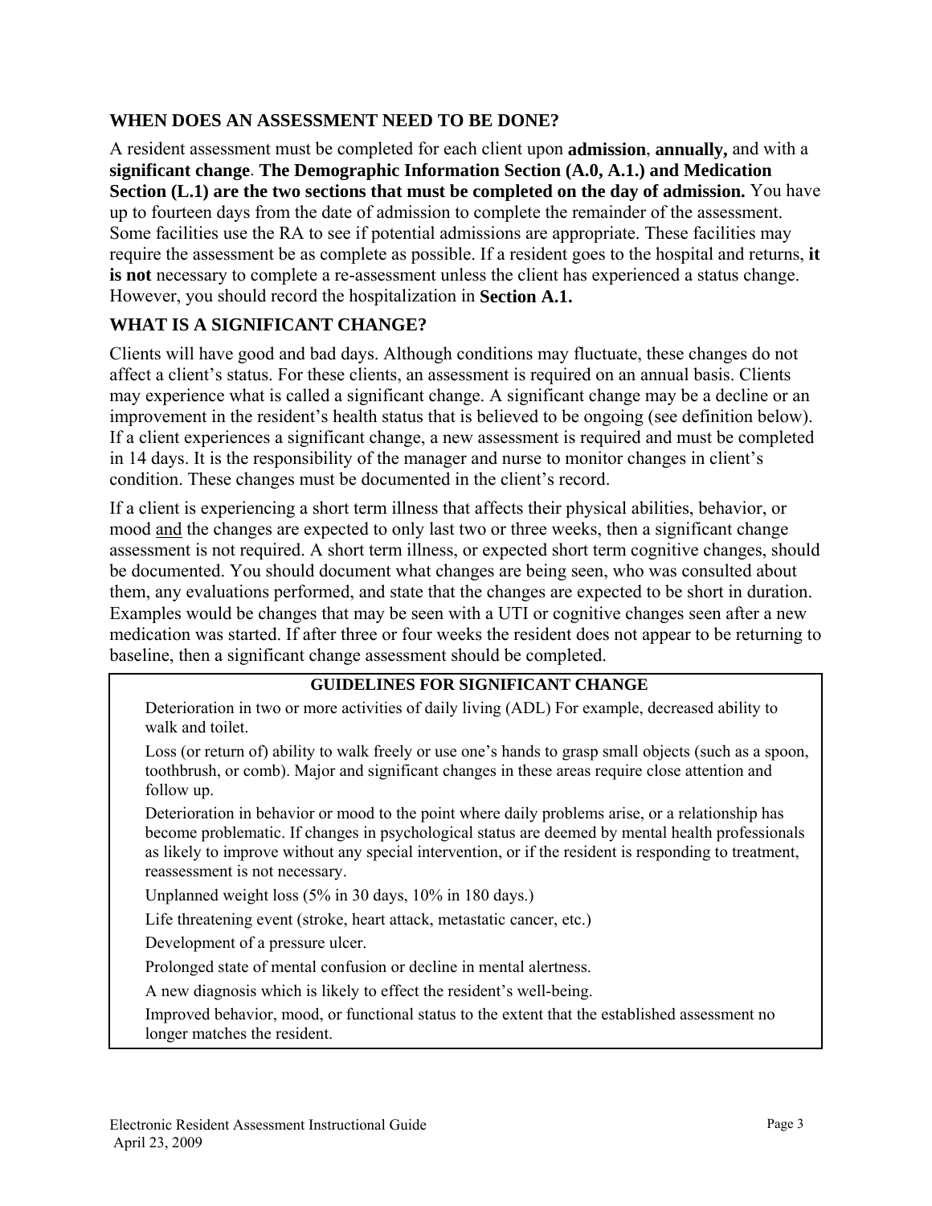## WHEN DOES AN ASSESSMENT NEED TO BE DONE?

A resident assessment must be completed for each client upon **admission**, **annually,** and with a **significant change**. **The Demographic Information Section (A.0, A.1.) and Medication Section (L.1) are the two sections that must be completed on the day of admission.** You have up to fourteen days from the date of admission to complete the remainder of the assessment. Some facilities use the RA to see if potential admissions are appropriate. These facilities may require the assessment be as complete as possible. If a resident goes to the hospital and returns, **it is not** necessary to complete a re-assessment unless the client has experienced a status change. However, you should record the hospitalization in **Section A.1.**

## WHAT IS A SIGNIFICANT CHANGE?

Clients will have good and bad days. Although conditions may fluctuate, these changes do not affect a client's status. For these clients, an assessment is required on an annual basis. Clients may experience what is called a significant change. A significant change may be a decline or an improvement in the resident's health status that is believed to be ongoing (see definition below). If a client experiences a significant change, a new assessment is required and must be completed in 14 days. It is the responsibility of the manager and nurse to monitor changes in client's condition. These changes must be documented in the client's record.

If a client is experiencing a short term illness that affects their physical abilities, behavior, or mood <u>and</u> the changes are expected to only last two or three weeks, then a significant change assessment is not required. A short term illness, or expected short term cognitive changes, should be documented. You should document what changes are being seen, who was consulted about them, any evaluations performed, and state that the changes are expected to be short in duration. Examples would be changes that may be seen with a UTI or cognitive changes seen after a new medication was started. If after three or four weeks the resident does not appear to be returning to baseline, then a significant change assessment should be completed.

| GUIDELINES FOR SIGNIFICANT CHANGE |
|---|
| Deterioration in two or more activities of daily living (ADL) For example, decreased ability to walk and toilet. |
| Loss (or return of) ability to walk freely or use one's hands to grasp small objects (such as a spoon, toothbrush, or comb). Major and significant changes in these areas require close attention and follow up. |
| Deterioration in behavior or mood to the point where daily problems arise, or a relationship has become problematic. If changes in psychological status are deemed by mental health professionals as likely to improve without any special intervention, or if the resident is responding to treatment, reassessment is not necessary. |
| Unplanned weight loss (5% in 30 days, 10% in 180 days.) |
| Life threatening event (stroke, heart attack, metastatic cancer, etc.) |
| Development of a pressure ulcer. |
| Prolonged state of mental confusion or decline in mental alertness. |
| A new diagnosis which is likely to effect the resident's well-being. |
| Improved behavior, mood, or functional status to the extent that the established assessment no longer matches the resident. |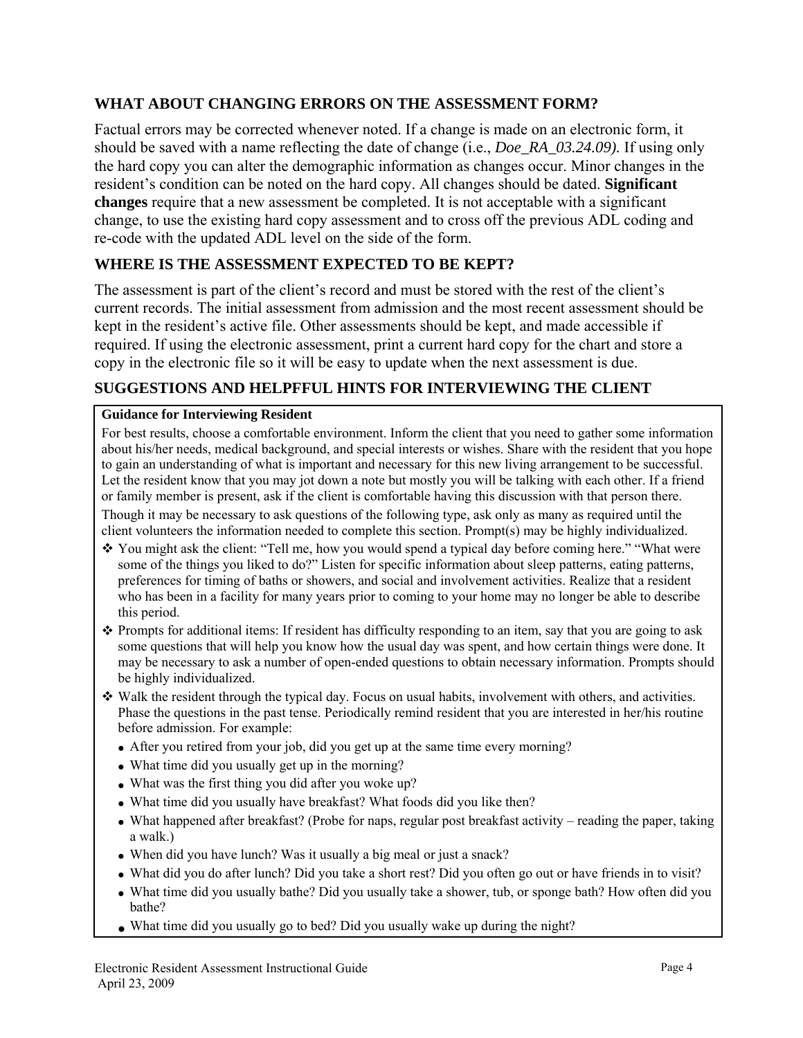## WHAT ABOUT CHANGING ERRORS ON THE ASSESSMENT FORM?

Factual errors may be corrected whenever noted. If a change is made on an electronic form, it should be saved with a name reflecting the date of change (i.e., *Doe_RA_03.24.09).* If using only the hard copy you can alter the demographic information as changes occur. Minor changes in the resident's condition can be noted on the hard copy. All changes should be dated. **Significant changes** require that a new assessment be completed. It is not acceptable with a significant change, to use the existing hard copy assessment and to cross off the previous ADL coding and re-code with the updated ADL level on the side of the form.

## WHERE IS THE ASSESSMENT EXPECTED TO BE KEPT?

The assessment is part of the client's record and must be stored with the rest of the client's current records. The initial assessment from admission and the most recent assessment should be kept in the resident's active file. Other assessments should be kept, and made accessible if required. If using the electronic assessment, print a current hard copy for the chart and store a copy in the electronic file so it will be easy to update when the next assessment is due.

## SUGGESTIONS AND HELPFFUL HINTS FOR INTERVIEWING THE CLIENT

**Guidance for Interviewing Resident**

For best results, choose a comfortable environment. Inform the client that you need to gather some information about his/her needs, medical background, and special interests or wishes. Share with the resident that you hope to gain an understanding of what is important and necessary for this new living arrangement to be successful. Let the resident know that you may jot down a note but mostly you will be talking with each other. If a friend or family member is present, ask if the client is comfortable having this discussion with that person there.

Though it may be necessary to ask questions of the following type, ask only as many as required until the client volunteers the information needed to complete this section. Prompt(s) may be highly individualized.

- You might ask the client: "Tell me, how you would spend a typical day before coming here." "What were some of the things you liked to do?" Listen for specific information about sleep patterns, eating patterns, preferences for timing of baths or showers, and social and involvement activities. Realize that a resident who has been in a facility for many years prior to coming to your home may no longer be able to describe this period.
- Prompts for additional items: If resident has difficulty responding to an item, say that you are going to ask some questions that will help you know how the usual day was spent, and how certain things were done. It may be necessary to ask a number of open-ended questions to obtain necessary information. Prompts should be highly individualized.
- Walk the resident through the typical day. Focus on usual habits, involvement with others, and activities. Phase the questions in the past tense. Periodically remind resident that you are interested in her/his routine before admission. For example:
  - After you retired from your job, did you get up at the same time every morning?
  - What time did you usually get up in the morning?
  - What was the first thing you did after you woke up?
  - What time did you usually have breakfast? What foods did you like then?
  - What happened after breakfast? (Probe for naps, regular post breakfast activity – reading the paper, taking a walk.)
  - When did you have lunch? Was it usually a big meal or just a snack?
  - What did you do after lunch? Did you take a short rest? Did you often go out or have friends in to visit?
  - What time did you usually bathe? Did you usually take a shower, tub, or sponge bath? How often did you bathe?
  - What time did you usually go to bed? Did you usually wake up during the night?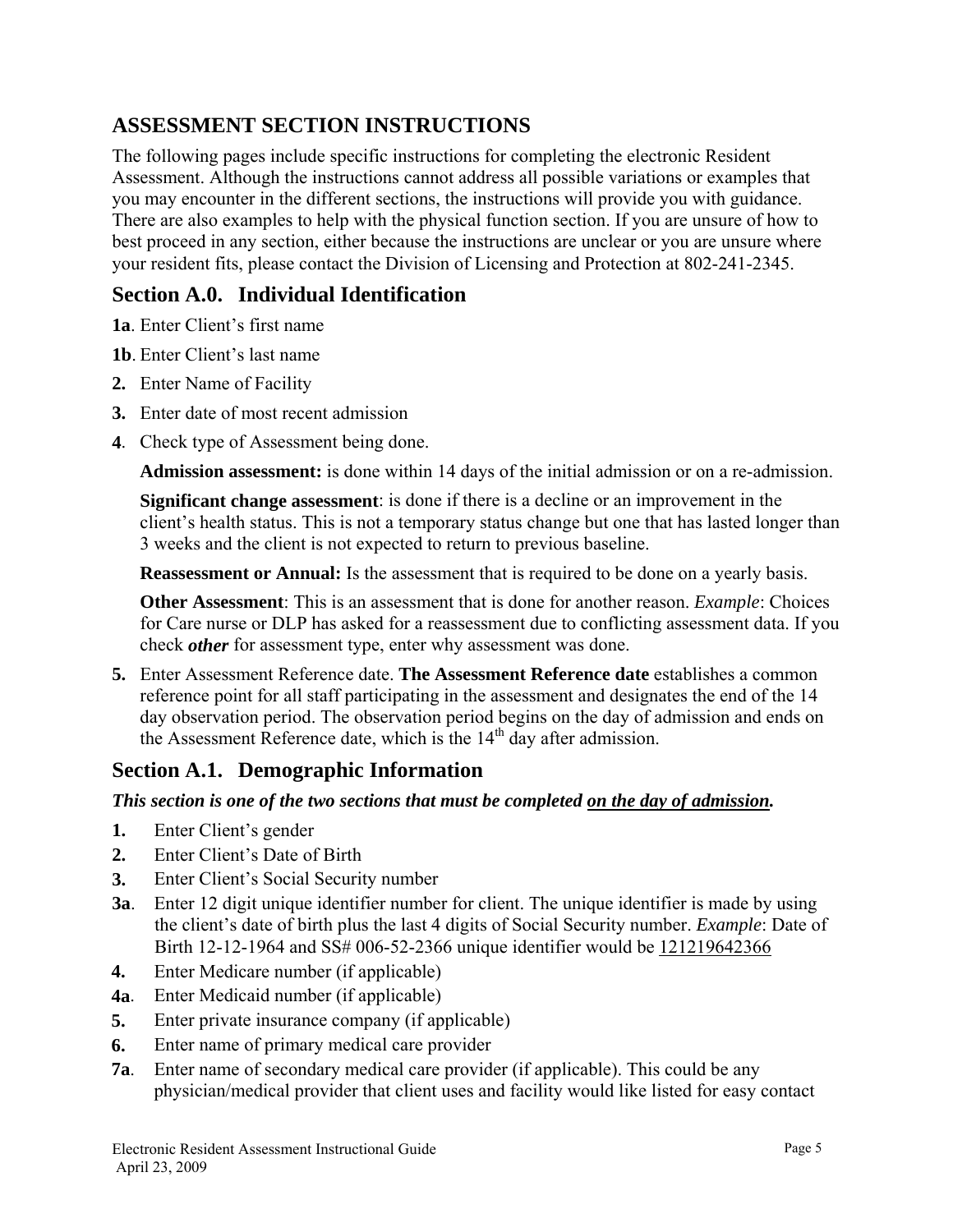## ASSESSMENT SECTION INSTRUCTIONS

The following pages include specific instructions for completing the electronic Resident Assessment. Although the instructions cannot address all possible variations or examples that you may encounter in the different sections, the instructions will provide you with guidance. There are also examples to help with the physical function section. If you are unsure of how to best proceed in any section, either because the instructions are unclear or you are unsure where your resident fits, please contact the Division of Licensing and Protection at 802-241-2345.

### Section A.0. Individual Identification

**1a**. Enter Client's first name

**1b**. Enter Client's last name

**2.** Enter Name of Facility

**3.** Enter date of most recent admission

**4**. Check type of Assessment being done.

**Admission assessment:** is done within 14 days of the initial admission or on a re-admission.

**Significant change assessment**: is done if there is a decline or an improvement in the client's health status. This is not a temporary status change but one that has lasted longer than 3 weeks and the client is not expected to return to previous baseline.

**Reassessment or Annual:** Is the assessment that is required to be done on a yearly basis.

**Other Assessment**: This is an assessment that is done for another reason. *Example*: Choices for Care nurse or DLP has asked for a reassessment due to conflicting assessment data. If you check ***other*** for assessment type, enter why assessment was done.

**5.** Enter Assessment Reference date. **The Assessment Reference date** establishes a common reference point for all staff participating in the assessment and designates the end of the 14 day observation period. The observation period begins on the day of admission and ends on the Assessment Reference date, which is the 14th day after admission.

### Section A.1. Demographic Information

***This section is one of the two sections that must be completed on the day of admission.***

**1.** Enter Client's gender

**2.** Enter Client's Date of Birth

**3.** Enter Client's Social Security number

**3a**. Enter 12 digit unique identifier number for client. The unique identifier is made by using the client's date of birth plus the last 4 digits of Social Security number. *Example*: Date of Birth 12-12-1964 and SS# 006-52-2366 unique identifier would be 121219642366

**4.** Enter Medicare number (if applicable)

**4a**. Enter Medicaid number (if applicable)

**5.** Enter private insurance company (if applicable)

**6.** Enter name of primary medical care provider

**7a**. Enter name of secondary medical care provider (if applicable). This could be any physician/medical provider that client uses and facility would like listed for easy contact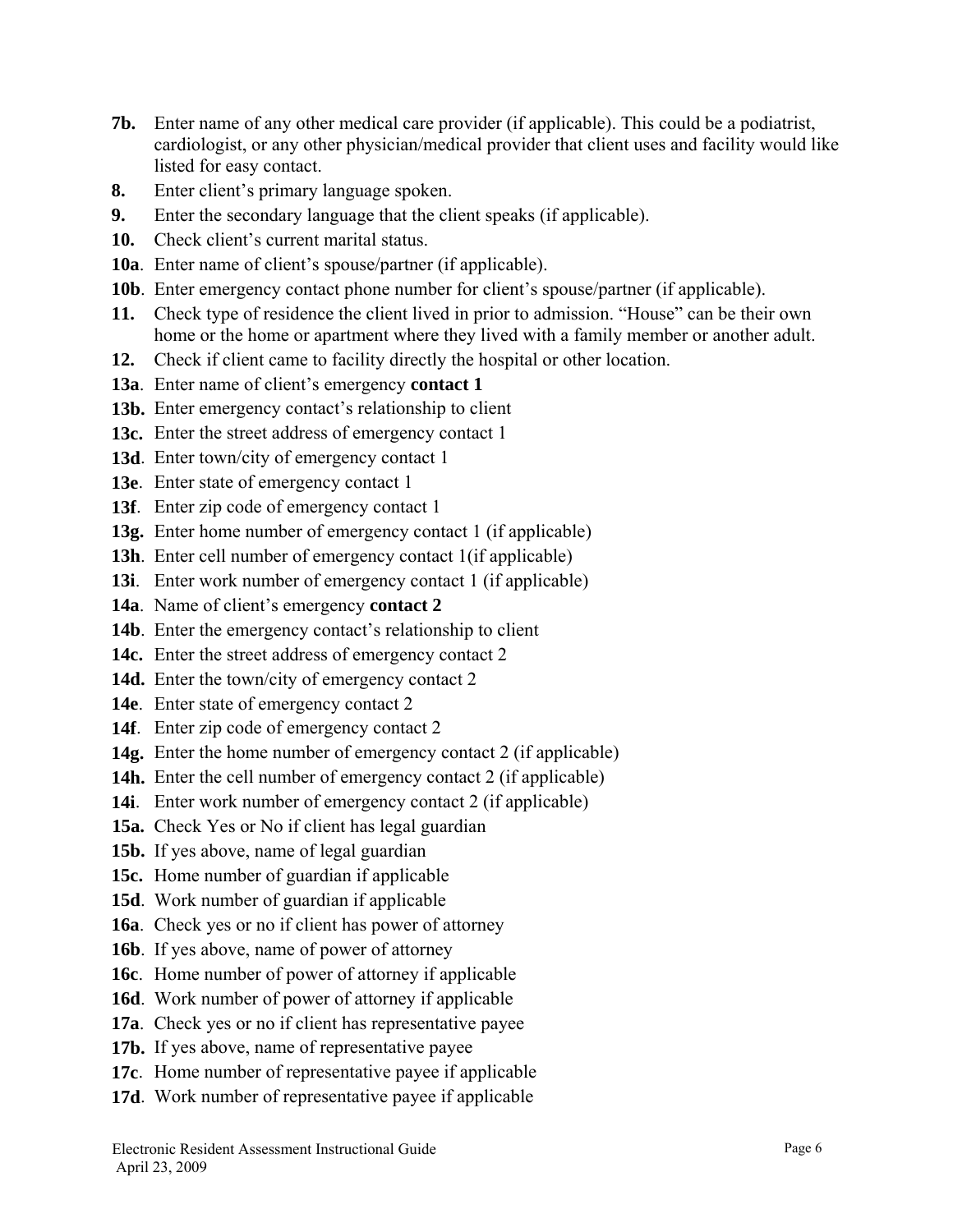**7b.** Enter name of any other medical care provider (if applicable). This could be a podiatrist, cardiologist, or any other physician/medical provider that client uses and facility would like listed for easy contact.

**8.** Enter client's primary language spoken.

**9.** Enter the secondary language that the client speaks (if applicable).

**10.** Check client's current marital status.

**10a**. Enter name of client's spouse/partner (if applicable).

**10b**. Enter emergency contact phone number for client's spouse/partner (if applicable).

**11.** Check type of residence the client lived in prior to admission. "House" can be their own home or the home or apartment where they lived with a family member or another adult.

**12.** Check if client came to facility directly the hospital or other location.

**13a**. Enter name of client's emergency **contact 1**

**13b.** Enter emergency contact's relationship to client

**13c.** Enter the street address of emergency contact 1

**13d**. Enter town/city of emergency contact 1

**13e**. Enter state of emergency contact 1

**13f**. Enter zip code of emergency contact 1

**13g.** Enter home number of emergency contact 1 (if applicable)

**13h**. Enter cell number of emergency contact 1(if applicable)

**13i**. Enter work number of emergency contact 1 (if applicable)

**14a**. Name of client's emergency **contact 2**

**14b**. Enter the emergency contact's relationship to client

**14c.** Enter the street address of emergency contact 2

**14d.** Enter the town/city of emergency contact 2

**14e**. Enter state of emergency contact 2

**14f**. Enter zip code of emergency contact 2

**14g.** Enter the home number of emergency contact 2 (if applicable)

**14h.** Enter the cell number of emergency contact 2 (if applicable)

**14i**. Enter work number of emergency contact 2 (if applicable)

**15a.** Check Yes or No if client has legal guardian

**15b.** If yes above, name of legal guardian

**15c.** Home number of guardian if applicable

**15d**. Work number of guardian if applicable

**16a**. Check yes or no if client has power of attorney

**16b**. If yes above, name of power of attorney

**16c**. Home number of power of attorney if applicable

**16d**. Work number of power of attorney if applicable

**17a**. Check yes or no if client has representative payee

**17b.** If yes above, name of representative payee

**17c**. Home number of representative payee if applicable

**17d**. Work number of representative payee if applicable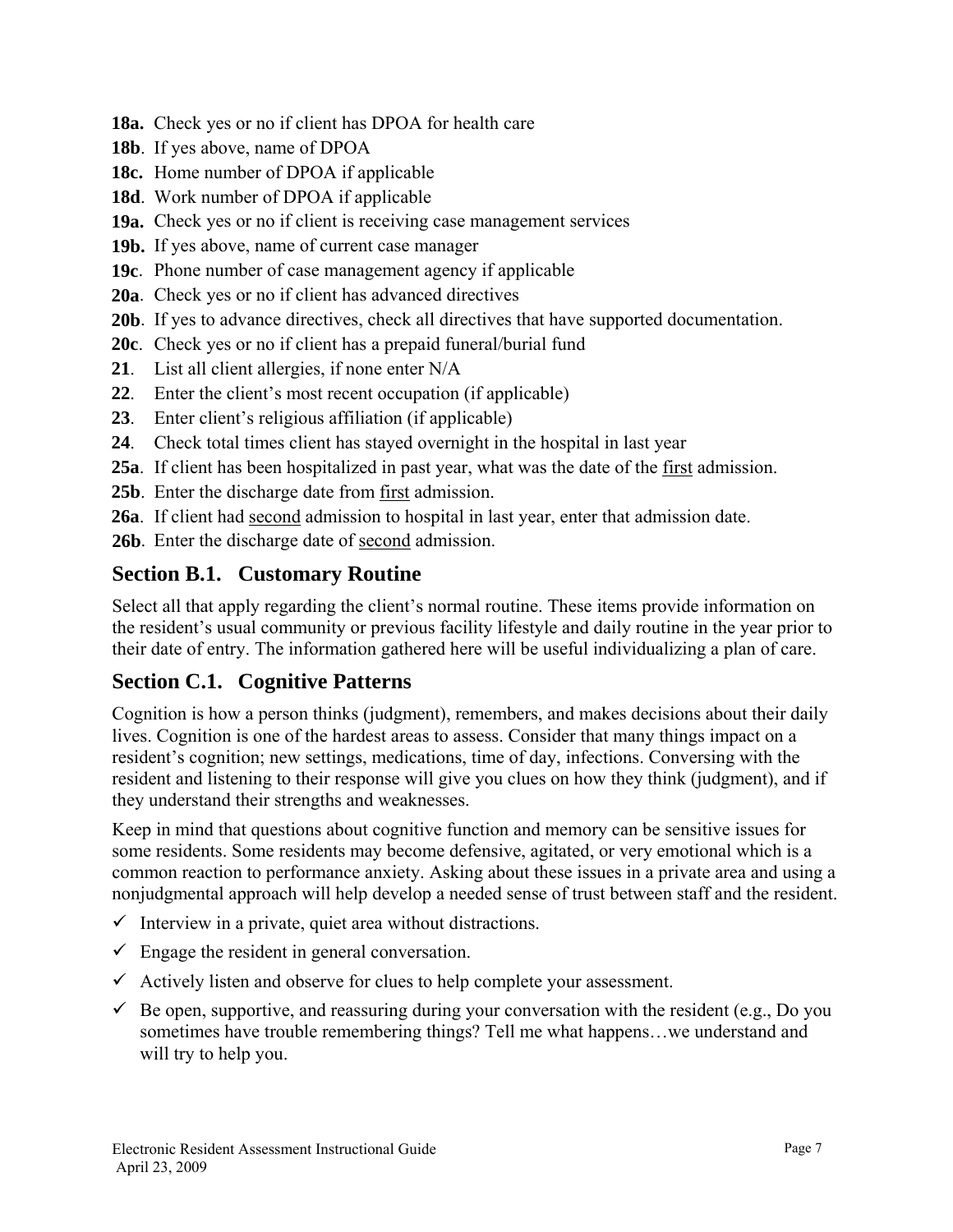**18a.** Check yes or no if client has DPOA for health care

**18b**. If yes above, name of DPOA

**18c.** Home number of DPOA if applicable

**18d**. Work number of DPOA if applicable

**19a.** Check yes or no if client is receiving case management services

**19b.** If yes above, name of current case manager

**19c**. Phone number of case management agency if applicable

**20a**. Check yes or no if client has advanced directives

**20b**. If yes to advance directives, check all directives that have supported documentation.

**20c**. Check yes or no if client has a prepaid funeral/burial fund

**21**. List all client allergies, if none enter N/A

**22**. Enter the client's most recent occupation (if applicable)

**23**. Enter client's religious affiliation (if applicable)

**24**. Check total times client has stayed overnight in the hospital in last year

**25a**. If client has been hospitalized in past year, what was the date of the first admission.

**25b**. Enter the discharge date from first admission.

**26a**. If client had second admission to hospital in last year, enter that admission date.

**26b**. Enter the discharge date of second admission.

## Section B.1. Customary Routine

Select all that apply regarding the client's normal routine. These items provide information on the resident's usual community or previous facility lifestyle and daily routine in the year prior to their date of entry. The information gathered here will be useful individualizing a plan of care.

## Section C.1. Cognitive Patterns

Cognition is how a person thinks (judgment), remembers, and makes decisions about their daily lives. Cognition is one of the hardest areas to assess. Consider that many things impact on a resident's cognition; new settings, medications, time of day, infections. Conversing with the resident and listening to their response will give you clues on how they think (judgment), and if they understand their strengths and weaknesses.

Keep in mind that questions about cognitive function and memory can be sensitive issues for some residents. Some residents may become defensive, agitated, or very emotional which is a common reaction to performance anxiety. Asking about these issues in a private area and using a nonjudgmental approach will help develop a needed sense of trust between staff and the resident.

- ✓ Interview in a private, quiet area without distractions.
- ✓ Engage the resident in general conversation.
- ✓ Actively listen and observe for clues to help complete your assessment.
- ✓ Be open, supportive, and reassuring during your conversation with the resident (e.g., Do you sometimes have trouble remembering things? Tell me what happens…we understand and will try to help you.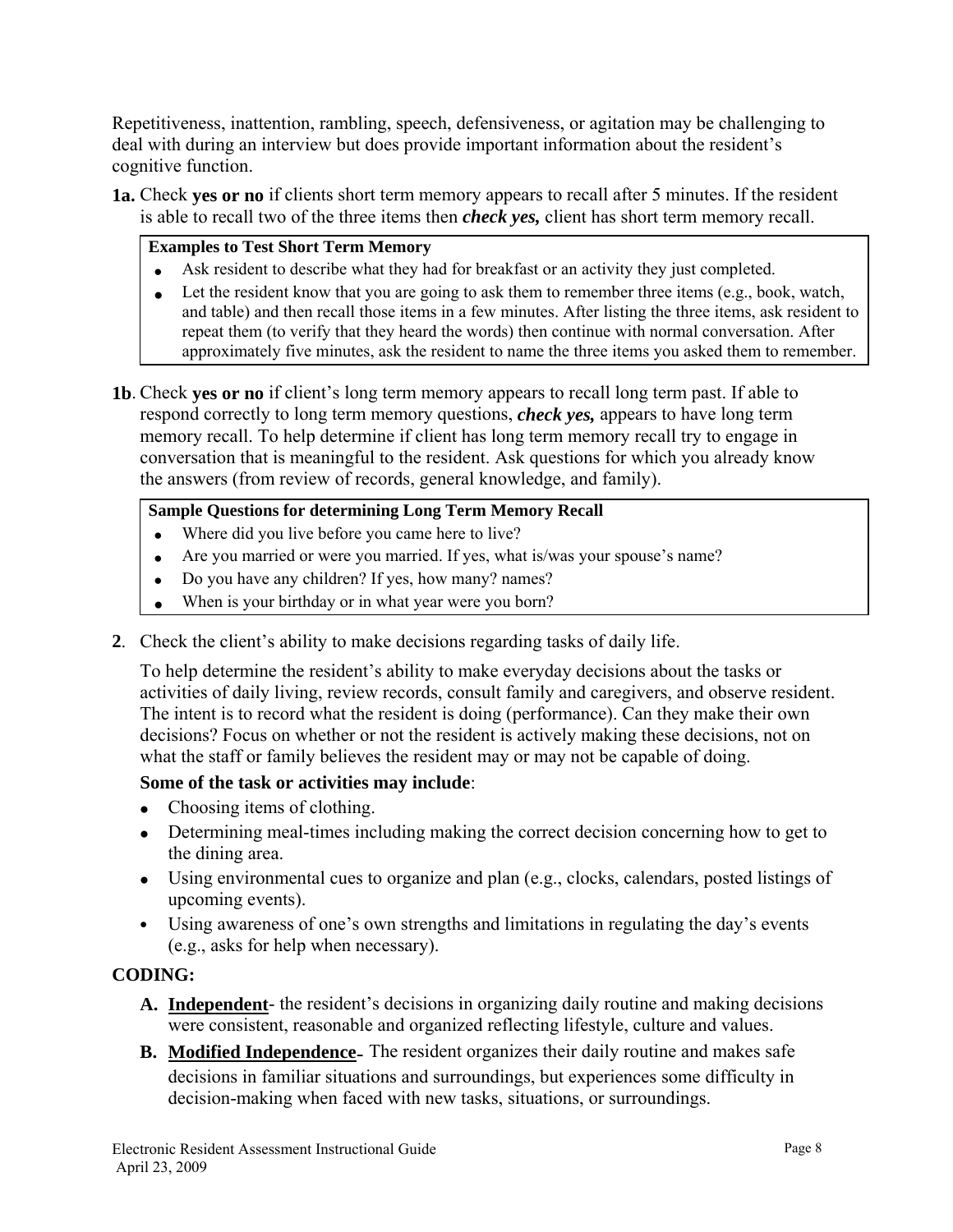Repetitiveness, inattention, rambling, speech, defensiveness, or agitation may be challenging to deal with during an interview but does provide important information about the resident's cognitive function.

**1a.** Check **yes or no** if clients short term memory appears to recall after 5 minutes. If the resident is able to recall two of the three items then ***check yes,*** client has short term memory recall.

> **Examples to Test Short Term Memory**
>
> - Ask resident to describe what they had for breakfast or an activity they just completed.
> - Let the resident know that you are going to ask them to remember three items (e.g., book, watch, and table) and then recall those items in a few minutes. After listing the three items, ask resident to repeat them (to verify that they heard the words) then continue with normal conversation. After approximately five minutes, ask the resident to name the three items you asked them to remember.

**1b**. Check **yes or no** if client's long term memory appears to recall long term past. If able to respond correctly to long term memory questions, ***check yes,*** appears to have long term memory recall. To help determine if client has long term memory recall try to engage in conversation that is meaningful to the resident. Ask questions for which you already know the answers (from review of records, general knowledge, and family).

> **Sample Questions for determining Long Term Memory Recall**
>
> - Where did you live before you came here to live?
> - Are you married or were you married. If yes, what is/was your spouse's name?
> - Do you have any children? If yes, how many? names?
> - When is your birthday or in what year were you born?

**2**. Check the client's ability to make decisions regarding tasks of daily life.

To help determine the resident's ability to make everyday decisions about the tasks or activities of daily living, review records, consult family and caregivers, and observe resident. The intent is to record what the resident is doing (performance). Can they make their own decisions? Focus on whether or not the resident is actively making these decisions, not on what the staff or family believes the resident may or may not be capable of doing.

**Some of the task or activities may include**:

- Choosing items of clothing.
- Determining meal-times including making the correct decision concerning how to get to the dining area.
- Using environmental cues to organize and plan (e.g., clocks, calendars, posted listings of upcoming events).
- Using awareness of one's own strengths and limitations in regulating the day's events (e.g., asks for help when necessary).

**CODING:**

**A.** **Independent**- the resident's decisions in organizing daily routine and making decisions were consistent, reasonable and organized reflecting lifestyle, culture and values.

**B.** **Modified Independence**- The resident organizes their daily routine and makes safe decisions in familiar situations and surroundings, but experiences some difficulty in decision-making when faced with new tasks, situations, or surroundings.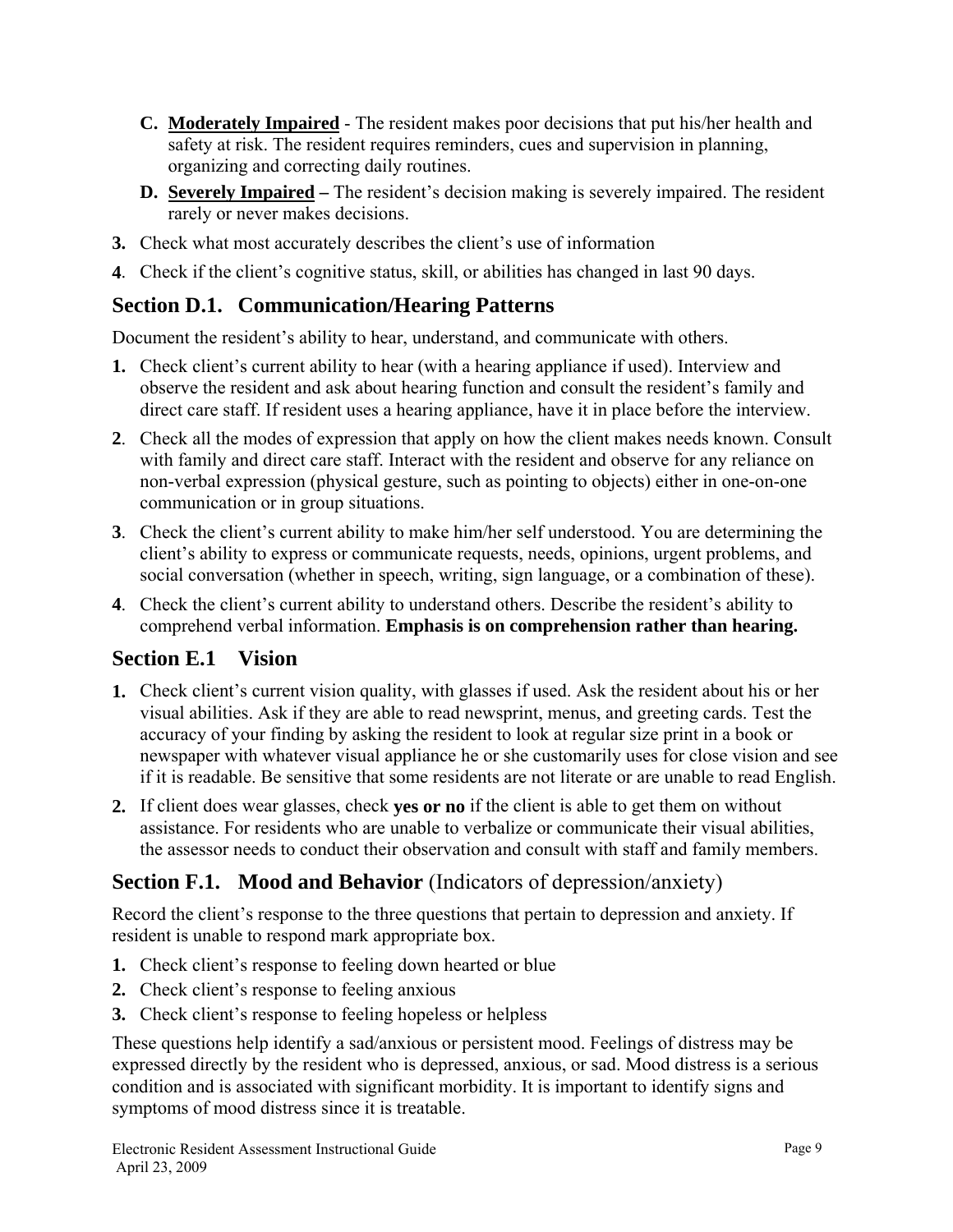C. **Moderately Impaired** - The resident makes poor decisions that put his/her health and safety at risk. The resident requires reminders, cues and supervision in planning, organizing and correcting daily routines.

D. **Severely Impaired** – The resident's decision making is severely impaired. The resident rarely or never makes decisions.

3. Check what most accurately describes the client's use of information
4. Check if the client's cognitive status, skill, or abilities has changed in last 90 days.

## Section D.1. Communication/Hearing Patterns

Document the resident's ability to hear, understand, and communicate with others.

1. Check client's current ability to hear (with a hearing appliance if used). Interview and observe the resident and ask about hearing function and consult the resident's family and direct care staff. If resident uses a hearing appliance, have it in place before the interview.
2. Check all the modes of expression that apply on how the client makes needs known. Consult with family and direct care staff. Interact with the resident and observe for any reliance on non-verbal expression (physical gesture, such as pointing to objects) either in one-on-one communication or in group situations.
3. Check the client's current ability to make him/her self understood. You are determining the client's ability to express or communicate requests, needs, opinions, urgent problems, and social conversation (whether in speech, writing, sign language, or a combination of these).
4. Check the client's current ability to understand others. Describe the resident's ability to comprehend verbal information. **Emphasis is on comprehension rather than hearing.**

## Section E.1 Vision

1. Check client's current vision quality, with glasses if used. Ask the resident about his or her visual abilities. Ask if they are able to read newsprint, menus, and greeting cards. Test the accuracy of your finding by asking the resident to look at regular size print in a book or newspaper with whatever visual appliance he or she customarily uses for close vision and see if it is readable. Be sensitive that some residents are not literate or are unable to read English.
2. If client does wear glasses, check **yes or no** if the client is able to get them on without assistance. For residents who are unable to verbalize or communicate their visual abilities, the assessor needs to conduct their observation and consult with staff and family members.

## Section F.1. Mood and Behavior (Indicators of depression/anxiety)

Record the client's response to the three questions that pertain to depression and anxiety. If resident is unable to respond mark appropriate box.

1. Check client's response to feeling down hearted or blue
2. Check client's response to feeling anxious
3. Check client's response to feeling hopeless or helpless

These questions help identify a sad/anxious or persistent mood. Feelings of distress may be expressed directly by the resident who is depressed, anxious, or sad. Mood distress is a serious condition and is associated with significant morbidity. It is important to identify signs and symptoms of mood distress since it is treatable.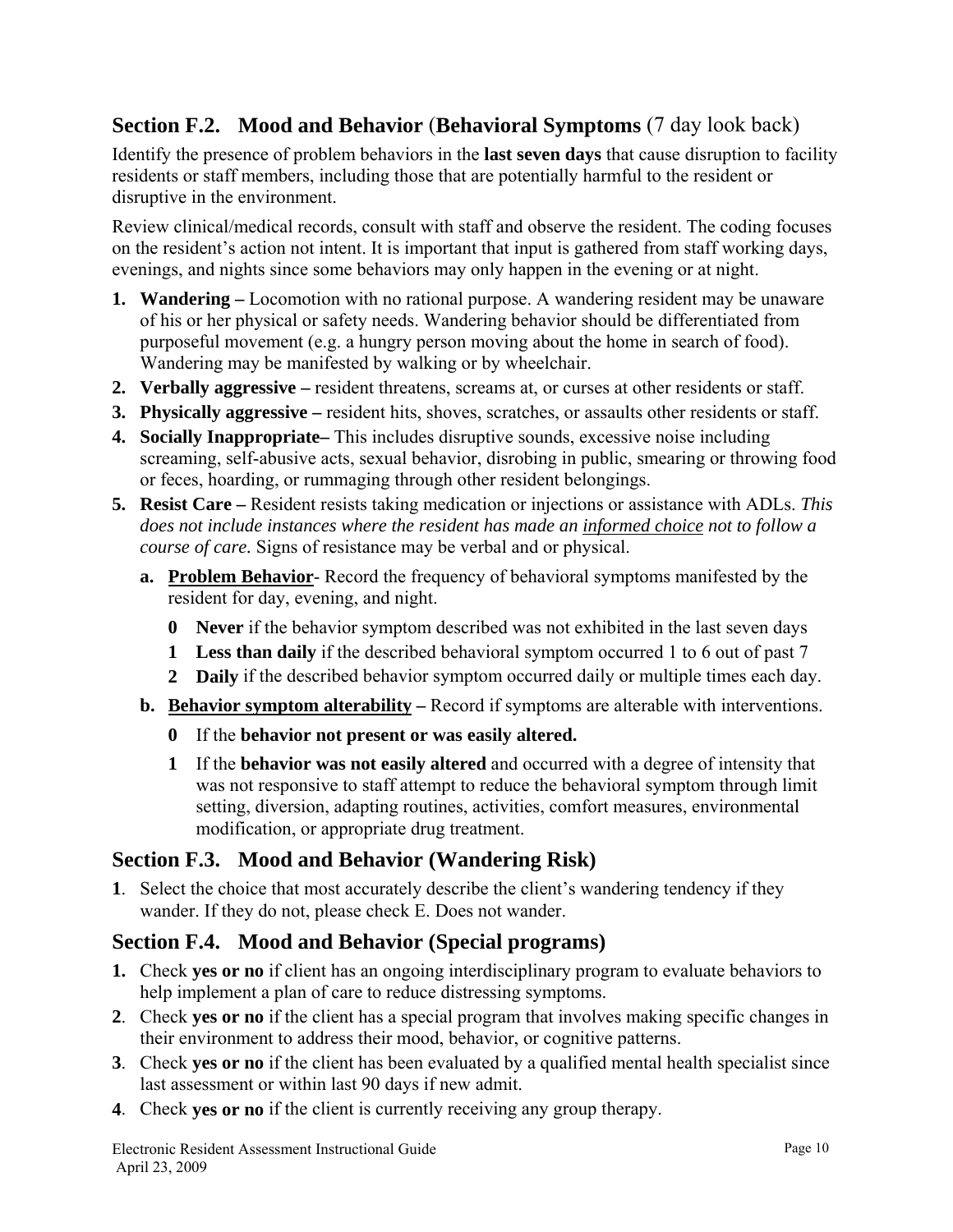## Section F.2. Mood and Behavior (Behavioral Symptoms (7 day look back)

Identify the presence of problem behaviors in the **last seven days** that cause disruption to facility residents or staff members, including those that are potentially harmful to the resident or disruptive in the environment.

Review clinical/medical records, consult with staff and observe the resident. The coding focuses on the resident's action not intent. It is important that input is gathered from staff working days, evenings, and nights since some behaviors may only happen in the evening or at night.

1. **Wandering –** Locomotion with no rational purpose. A wandering resident may be unaware of his or her physical or safety needs. Wandering behavior should be differentiated from purposeful movement (e.g. a hungry person moving about the home in search of food). Wandering may be manifested by walking or by wheelchair.
2. **Verbally aggressive –** resident threatens, screams at, or curses at other residents or staff.
3. **Physically aggressive –** resident hits, shoves, scratches, or assaults other residents or staff.
4. **Socially Inappropriate–** This includes disruptive sounds, excessive noise including screaming, self-abusive acts, sexual behavior, disrobing in public, smearing or throwing food or feces, hoarding, or rummaging through other resident belongings.
5. **Resist Care –** Resident resists taking medication or injections or assistance with ADLs. *This does not include instances where the resident has made an informed choice not to follow a course of care.* Signs of resistance may be verbal and or physical.
   a. **Problem Behavior**- Record the frequency of behavioral symptoms manifested by the resident for day, evening, and night.
      - **0 Never** if the behavior symptom described was not exhibited in the last seven days
      - **1 Less than daily** if the described behavioral symptom occurred 1 to 6 out of past 7
      - **2 Daily** if the described behavior symptom occurred daily or multiple times each day.

   b. **Behavior symptom alterability –** Record if symptoms are alterable with interventions.
      - **0** If the **behavior not present or was easily altered.**
      - **1** If the **behavior was not easily altered** and occurred with a degree of intensity that was not responsive to staff attempt to reduce the behavioral symptom through limit setting, diversion, adapting routines, activities, comfort measures, environmental modification, or appropriate drug treatment.

## Section F.3. Mood and Behavior (Wandering Risk)

**1**. Select the choice that most accurately describe the client's wandering tendency if they wander. If they do not, please check E. Does not wander.

## Section F.4. Mood and Behavior (Special programs)

1. Check **yes or no** if client has an ongoing interdisciplinary program to evaluate behaviors to help implement a plan of care to reduce distressing symptoms.
2. Check **yes or no** if the client has a special program that involves making specific changes in their environment to address their mood, behavior, or cognitive patterns.
3. Check **yes or no** if the client has been evaluated by a qualified mental health specialist since last assessment or within last 90 days if new admit.
4. Check **yes or no** if the client is currently receiving any group therapy.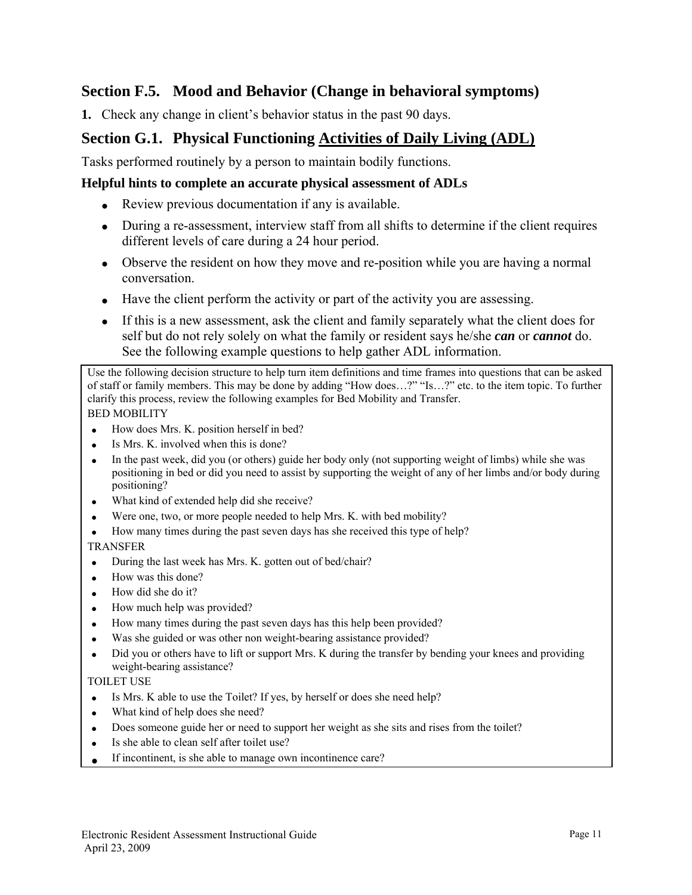## Section F.5. Mood and Behavior (Change in behavioral symptoms)

**1.** Check any change in client's behavior status in the past 90 days.

## Section G.1. Physical Functioning Activities of Daily Living (ADL)

Tasks performed routinely by a person to maintain bodily functions.

### Helpful hints to complete an accurate physical assessment of ADLs

- Review previous documentation if any is available.
- During a re-assessment, interview staff from all shifts to determine if the client requires different levels of care during a 24 hour period.
- Observe the resident on how they move and re-position while you are having a normal conversation.
- Have the client perform the activity or part of the activity you are assessing.
- If this is a new assessment, ask the client and family separately what the client does for self but do not rely solely on what the family or resident says he/she ***can*** or ***cannot*** do. See the following example questions to help gather ADL information.

Use the following decision structure to help turn item definitions and time frames into questions that can be asked of staff or family members. This may be done by adding "How does…?" "Is…?" etc. to the item topic. To further clarify this process, review the following examples for Bed Mobility and Transfer.

BED MOBILITY

- How does Mrs. K. position herself in bed?
- Is Mrs. K. involved when this is done?
- In the past week, did you (or others) guide her body only (not supporting weight of limbs) while she was positioning in bed or did you need to assist by supporting the weight of any of her limbs and/or body during positioning?
- What kind of extended help did she receive?
- Were one, two, or more people needed to help Mrs. K. with bed mobility?
- How many times during the past seven days has she received this type of help?

TRANSFER

- During the last week has Mrs. K. gotten out of bed/chair?
- How was this done?
- How did she do it?
- How much help was provided?
- How many times during the past seven days has this help been provided?
- Was she guided or was other non weight-bearing assistance provided?
- Did you or others have to lift or support Mrs. K during the transfer by bending your knees and providing weight-bearing assistance?

TOILET USE

- Is Mrs. K able to use the Toilet? If yes, by herself or does she need help?
- What kind of help does she need?
- Does someone guide her or need to support her weight as she sits and rises from the toilet?
- Is she able to clean self after toilet use?
- If incontinent, is she able to manage own incontinence care?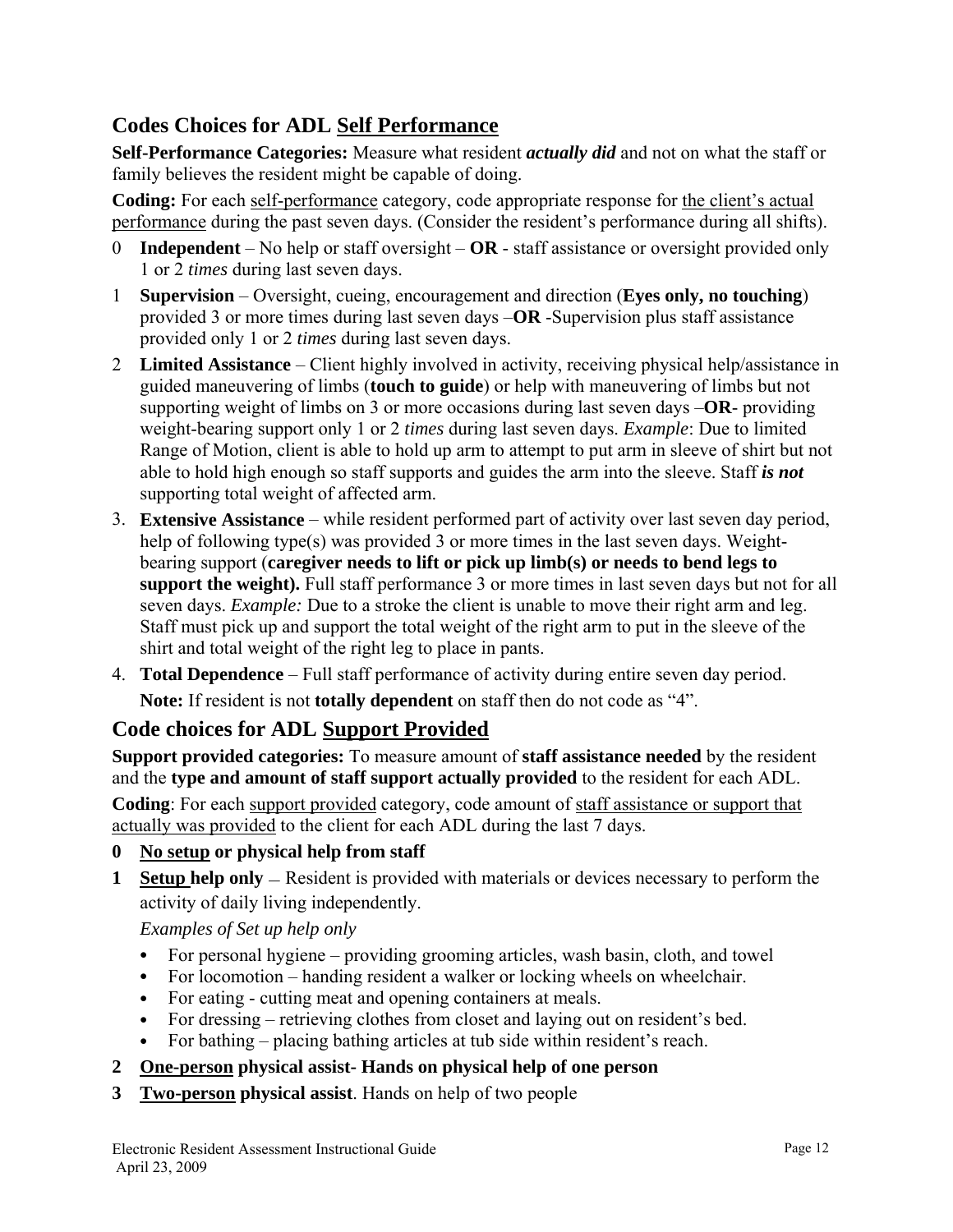## Codes Choices for ADL Self Performance

**Self-Performance Categories:** Measure what resident ***actually did*** and not on what the staff or family believes the resident might be capable of doing.

**Coding:** For each self-performance category, code appropriate response for the client's actual performance during the past seven days. (Consider the resident's performance during all shifts).

0 **Independent** – No help or staff oversight – **OR** - staff assistance or oversight provided only 1 or 2 *times* during last seven days.

1 **Supervision** – Oversight, cueing, encouragement and direction (**Eyes only, no touching**) provided 3 or more times during last seven days –**OR** -Supervision plus staff assistance provided only 1 or 2 *times* during last seven days.

2 **Limited Assistance** – Client highly involved in activity, receiving physical help/assistance in guided maneuvering of limbs (**touch to guide**) or help with maneuvering of limbs but not supporting weight of limbs on 3 or more occasions during last seven days –**OR**- providing weight-bearing support only 1 or 2 *times* during last seven days. *Example*: Due to limited Range of Motion, client is able to hold up arm to attempt to put arm in sleeve of shirt but not able to hold high enough so staff supports and guides the arm into the sleeve. Staff ***is not*** supporting total weight of affected arm.

3. **Extensive Assistance** – while resident performed part of activity over last seven day period, help of following type(s) was provided 3 or more times in the last seven days. Weight-bearing support (**caregiver needs to lift or pick up limb(s) or needs to bend legs to support the weight).** Full staff performance 3 or more times in last seven days but not for all seven days. *Example:* Due to a stroke the client is unable to move their right arm and leg. Staff must pick up and support the total weight of the right arm to put in the sleeve of the shirt and total weight of the right leg to place in pants.

4. **Total Dependence** – Full staff performance of activity during entire seven day period.

   **Note:** If resident is not **totally dependent** on staff then do not code as "4".

## Code choices for ADL Support Provided

**Support provided categories:** To measure amount of **staff assistance needed** by the resident and the **type and amount of staff support actually provided** to the resident for each ADL.

**Coding**: For each support provided category, code amount of staff assistance or support that actually was provided to the client for each ADL during the last 7 days.

**0 No setup or physical help from staff**

**1 Setup help only** – Resident is provided with materials or devices necessary to perform the activity of daily living independently.

*Examples of Set up help only*

- For personal hygiene – providing grooming articles, wash basin, cloth, and towel
- For locomotion – handing resident a walker or locking wheels on wheelchair.
- For eating - cutting meat and opening containers at meals.
- For dressing – retrieving clothes from closet and laying out on resident's bed.
- For bathing – placing bathing articles at tub side within resident's reach.

**2 One-person physical assist- Hands on physical help of one person**

**3 Two-person physical assist**. Hands on help of two people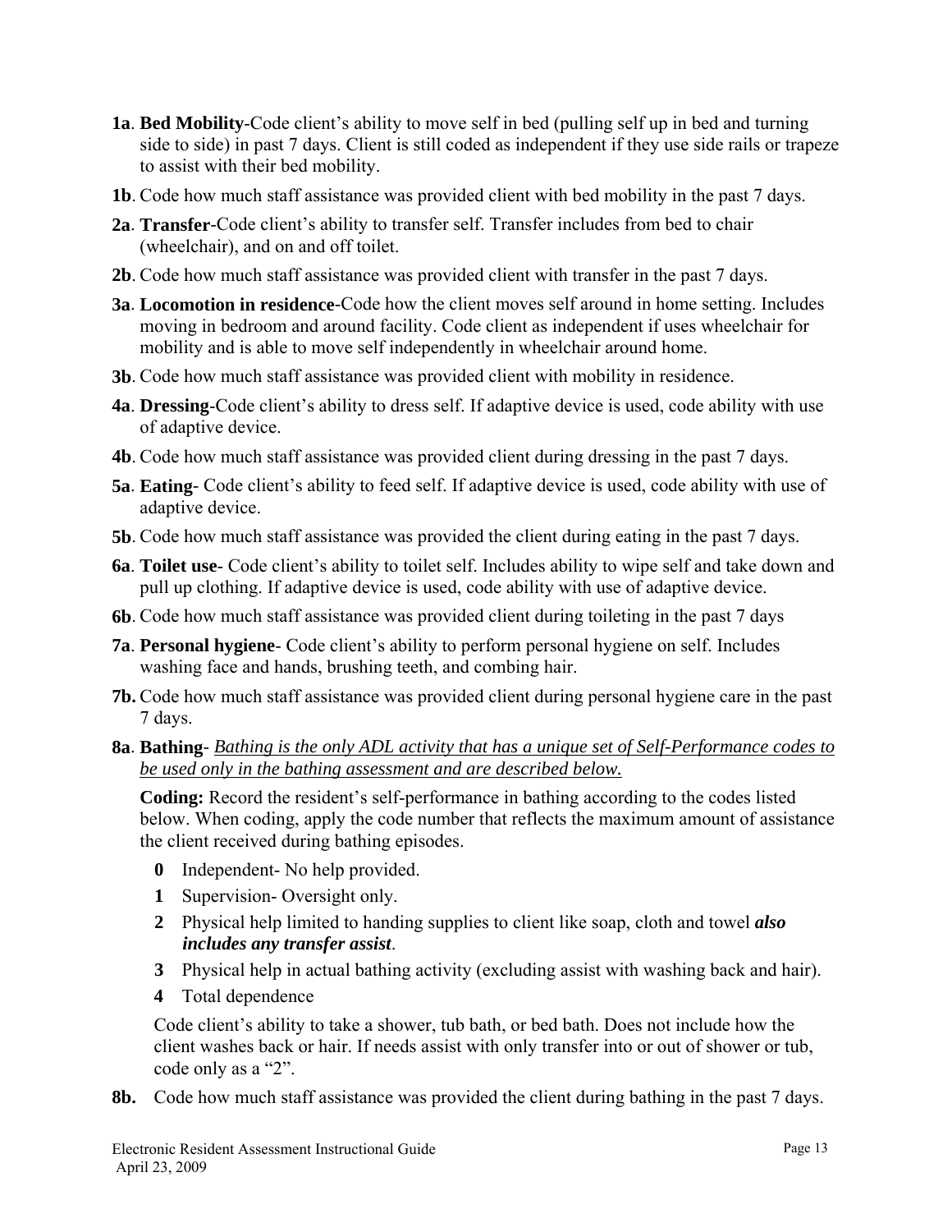**1a**. **Bed Mobility**-Code client's ability to move self in bed (pulling self up in bed and turning side to side) in past 7 days. Client is still coded as independent if they use side rails or trapeze to assist with their bed mobility.

**1b**. Code how much staff assistance was provided client with bed mobility in the past 7 days.

**2a**. **Transfer**-Code client's ability to transfer self. Transfer includes from bed to chair (wheelchair), and on and off toilet.

**2b**. Code how much staff assistance was provided client with transfer in the past 7 days.

**3a**. **Locomotion in residence**-Code how the client moves self around in home setting. Includes moving in bedroom and around facility. Code client as independent if uses wheelchair for mobility and is able to move self independently in wheelchair around home.

**3b**. Code how much staff assistance was provided client with mobility in residence.

**4a**. **Dressing**-Code client's ability to dress self. If adaptive device is used, code ability with use of adaptive device.

**4b**. Code how much staff assistance was provided client during dressing in the past 7 days.

**5a**. **Eating**- Code client's ability to feed self. If adaptive device is used, code ability with use of adaptive device.

**5b**. Code how much staff assistance was provided the client during eating in the past 7 days.

**6a**. **Toilet use**- Code client's ability to toilet self. Includes ability to wipe self and take down and pull up clothing. If adaptive device is used, code ability with use of adaptive device.

**6b**. Code how much staff assistance was provided client during toileting in the past 7 days

**7a**. **Personal hygiene**- Code client's ability to perform personal hygiene on self. Includes washing face and hands, brushing teeth, and combing hair.

**7b.** Code how much staff assistance was provided client during personal hygiene care in the past 7 days.

**8a**. **Bathing**- <u>*Bathing is the only ADL activity that has a unique set of Self-Performance codes to be used only in the bathing assessment and are described below.*</u>

**Coding:** Record the resident's self-performance in bathing according to the codes listed below. When coding, apply the code number that reflects the maximum amount of assistance the client received during bathing episodes.

- **0** Independent- No help provided.
- **1** Supervision- Oversight only.
- **2** Physical help limited to handing supplies to client like soap, cloth and towel ***also includes any transfer assist***.
- **3** Physical help in actual bathing activity (excluding assist with washing back and hair).
- **4** Total dependence

Code client's ability to take a shower, tub bath, or bed bath. Does not include how the client washes back or hair. If needs assist with only transfer into or out of shower or tub, code only as a "2".

**8b.** Code how much staff assistance was provided the client during bathing in the past 7 days.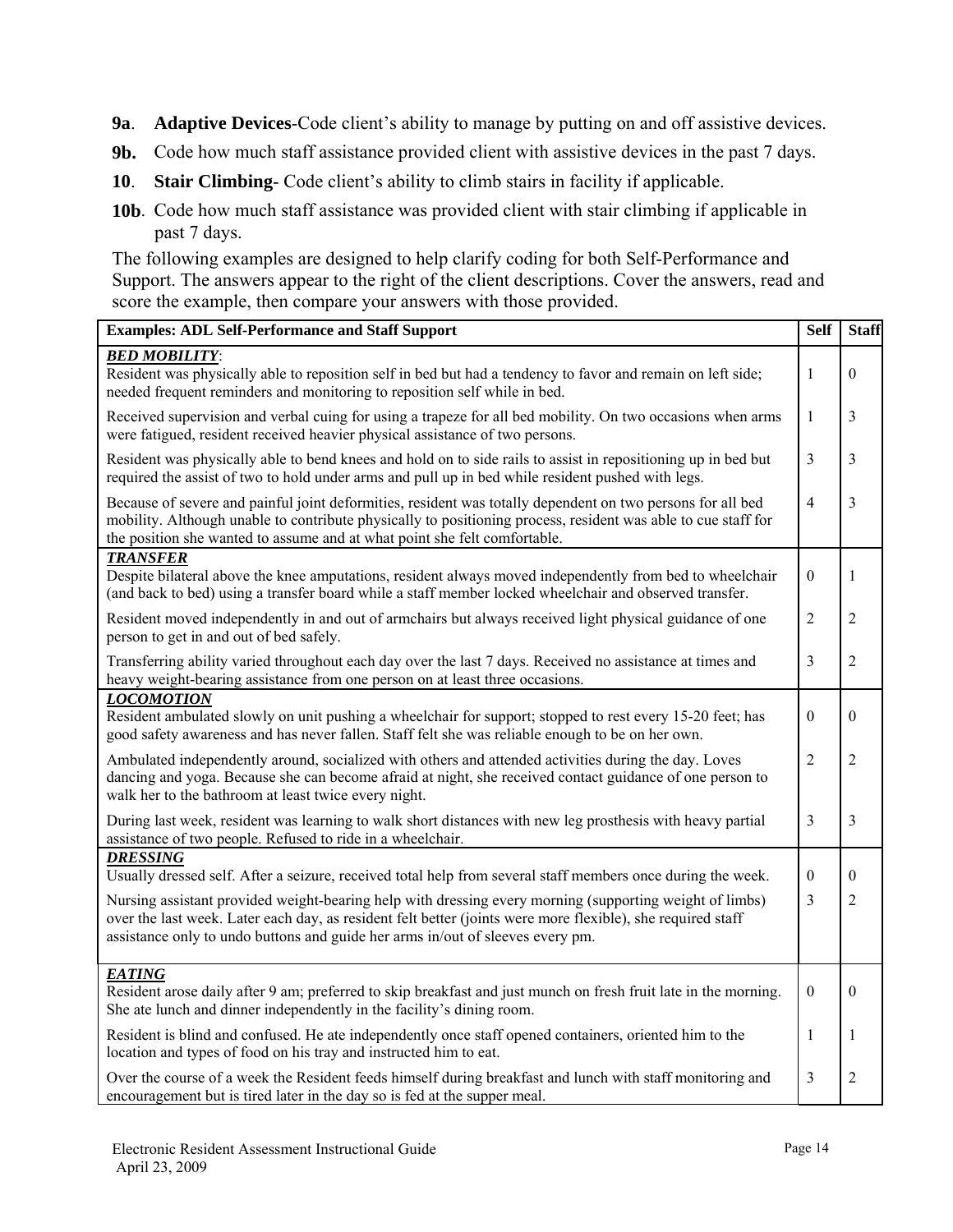**9a**. **Adaptive Devices**-Code client's ability to manage by putting on and off assistive devices.

**9b.** Code how much staff assistance provided client with assistive devices in the past 7 days.

**10**. **Stair Climbing**- Code client's ability to climb stairs in facility if applicable.

**10b**. Code how much staff assistance was provided client with stair climbing if applicable in past 7 days.

The following examples are designed to help clarify coding for both Self-Performance and Support. The answers appear to the right of the client descriptions. Cover the answers, read and score the example, then compare your answers with those provided.

| **Examples: ADL Self-Performance and Staff Support** | **Self** | **Staff** |
|---|---|---|
| ***BED MOBILITY***: | | |
| Resident was physically able to reposition self in bed but had a tendency to favor and remain on left side; needed frequent reminders and monitoring to reposition self while in bed. | 1 | 0 |
| Received supervision and verbal cuing for using a trapeze for all bed mobility. On two occasions when arms were fatigued, resident received heavier physical assistance of two persons. | 1 | 3 |
| Resident was physically able to bend knees and hold on to side rails to assist in repositioning up in bed but required the assist of two to hold under arms and pull up in bed while resident pushed with legs. | 3 | 3 |
| Because of severe and painful joint deformities, resident was totally dependent on two persons for all bed mobility. Although unable to contribute physically to positioning process, resident was able to cue staff for the position she wanted to assume and at what point she felt comfortable. | 4 | 3 |
| ***TRANSFER*** | | |
| Despite bilateral above the knee amputations, resident always moved independently from bed to wheelchair (and back to bed) using a transfer board while a staff member locked wheelchair and observed transfer. | 0 | 1 |
| Resident moved independently in and out of armchairs but always received light physical guidance of one person to get in and out of bed safely. | 2 | 2 |
| Transferring ability varied throughout each day over the last 7 days. Received no assistance at times and heavy weight-bearing assistance from one person on at least three occasions. | 3 | 2 |
| ***LOCOMOTION*** | | |
| Resident ambulated slowly on unit pushing a wheelchair for support; stopped to rest every 15-20 feet; has good safety awareness and has never fallen. Staff felt she was reliable enough to be on her own. | 0 | 0 |
| Ambulated independently around, socialized with others and attended activities during the day. Loves dancing and yoga. Because she can become afraid at night, she received contact guidance of one person to walk her to the bathroom at least twice every night. | 2 | 2 |
| During last week, resident was learning to walk short distances with new leg prosthesis with heavy partial assistance of two people. Refused to ride in a wheelchair. | 3 | 3 |
| ***DRESSING*** | | |
| Usually dressed self. After a seizure, received total help from several staff members once during the week. | 0 | 0 |
| Nursing assistant provided weight-bearing help with dressing every morning (supporting weight of limbs) over the last week. Later each day, as resident felt better (joints were more flexible), she required staff assistance only to undo buttons and guide her arms in/out of sleeves every pm. | 3 | 2 |
| ***EATING*** | | |
| Resident arose daily after 9 am; preferred to skip breakfast and just munch on fresh fruit late in the morning. She ate lunch and dinner independently in the facility's dining room. | 0 | 0 |
| Resident is blind and confused. He ate independently once staff opened containers, oriented him to the location and types of food on his tray and instructed him to eat. | 1 | 1 |
| Over the course of a week the Resident feeds himself during breakfast and lunch with staff monitoring and encouragement but is tired later in the day so is fed at the supper meal. | 3 | 2 |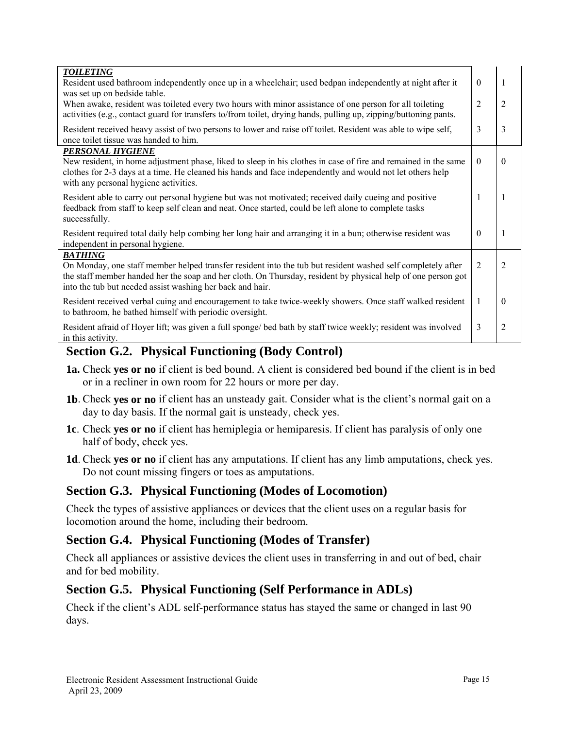| | | |
|---|---|---|
| ***TOILETING*** | | |
| Resident used bathroom independently once up in a wheelchair; used bedpan independently at night after it was set up on bedside table. | 0 | 1 |
| When awake, resident was toileted every two hours with minor assistance of one person for all toileting activities (e.g., contact guard for transfers to/from toilet, drying hands, pulling up, zipping/buttoning pants. | 2 | 2 |
| Resident received heavy assist of two persons to lower and raise off toilet. Resident was able to wipe self, once toilet tissue was handed to him. | 3 | 3 |
| ***PERSONAL HYGIENE*** | | |
| New resident, in home adjustment phase, liked to sleep in his clothes in case of fire and remained in the same clothes for 2-3 days at a time. He cleaned his hands and face independently and would not let others help with any personal hygiene activities. | 0 | 0 |
| Resident able to carry out personal hygiene but was not motivated; received daily cueing and positive feedback from staff to keep self clean and neat. Once started, could be left alone to complete tasks successfully. | 1 | 1 |
| Resident required total daily help combing her long hair and arranging it in a bun; otherwise resident was independent in personal hygiene. | 0 | 1 |
| ***BATHING*** | | |
| On Monday, one staff member helped transfer resident into the tub but resident washed self completely after the staff member handed her the soap and her cloth. On Thursday, resident by physical help of one person got into the tub but needed assist washing her back and hair. | 2 | 2 |
| Resident received verbal cuing and encouragement to take twice-weekly showers. Once staff walked resident to bathroom, he bathed himself with periodic oversight. | 1 | 0 |
| Resident afraid of Hoyer lift; was given a full sponge/ bed bath by staff twice weekly; resident was involved in this activity. | 3 | 2 |

## Section G.2. Physical Functioning (Body Control)

**1a.** Check **yes or no** if client is bed bound. A client is considered bed bound if the client is in bed or in a recliner in own room for 22 hours or more per day.

**1b**. Check **yes or no** if client has an unsteady gait. Consider what is the client's normal gait on a day to day basis. If the normal gait is unsteady, check yes.

**1c**. Check **yes or no** if client has hemiplegia or hemiparesis. If client has paralysis of only one half of body, check yes.

**1d**. Check **yes or no** if client has any amputations. If client has any limb amputations, check yes. Do not count missing fingers or toes as amputations.

## Section G.3. Physical Functioning (Modes of Locomotion)

Check the types of assistive appliances or devices that the client uses on a regular basis for locomotion around the home, including their bedroom.

## Section G.4. Physical Functioning (Modes of Transfer)

Check all appliances or assistive devices the client uses in transferring in and out of bed, chair and for bed mobility.

## Section G.5. Physical Functioning (Self Performance in ADLs)

Check if the client's ADL self-performance status has stayed the same or changed in last 90 days.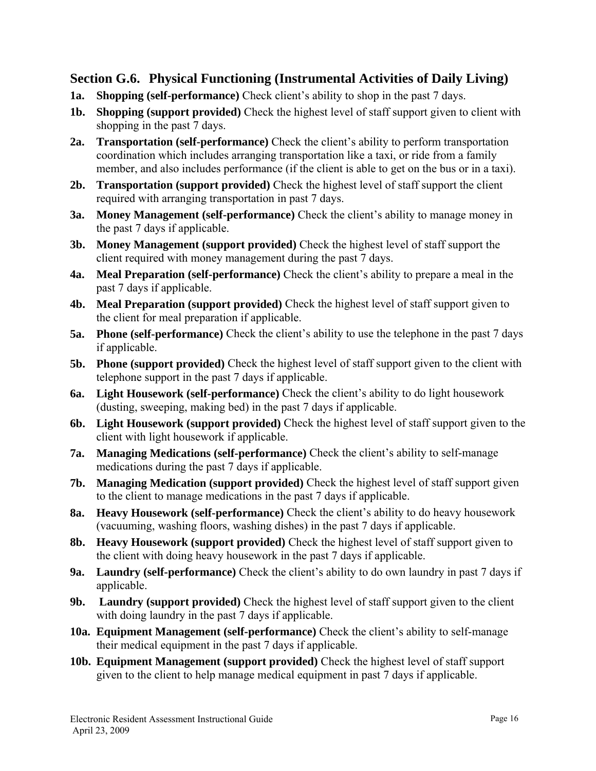## Section G.6. Physical Functioning (Instrumental Activities of Daily Living)

**1a. Shopping (self-performance)** Check client's ability to shop in the past 7 days.

**1b. Shopping (support provided)** Check the highest level of staff support given to client with shopping in the past 7 days.

**2a. Transportation (self-performance)** Check the client's ability to perform transportation coordination which includes arranging transportation like a taxi, or ride from a family member, and also includes performance (if the client is able to get on the bus or in a taxi).

**2b. Transportation (support provided)** Check the highest level of staff support the client required with arranging transportation in past 7 days.

**3a. Money Management (self-performance)** Check the client's ability to manage money in the past 7 days if applicable.

**3b. Money Management (support provided)** Check the highest level of staff support the client required with money management during the past 7 days.

**4a. Meal Preparation (self-performance)** Check the client's ability to prepare a meal in the past 7 days if applicable.

**4b. Meal Preparation (support provided)** Check the highest level of staff support given to the client for meal preparation if applicable.

**5a. Phone (self-performance)** Check the client's ability to use the telephone in the past 7 days if applicable.

**5b. Phone (support provided)** Check the highest level of staff support given to the client with telephone support in the past 7 days if applicable.

**6a. Light Housework (self-performance)** Check the client's ability to do light housework (dusting, sweeping, making bed) in the past 7 days if applicable.

**6b. Light Housework (support provided)** Check the highest level of staff support given to the client with light housework if applicable.

**7a. Managing Medications (self-performance)** Check the client's ability to self-manage medications during the past 7 days if applicable.

**7b. Managing Medication (support provided)** Check the highest level of staff support given to the client to manage medications in the past 7 days if applicable.

**8a. Heavy Housework (self-performance)** Check the client's ability to do heavy housework (vacuuming, washing floors, washing dishes) in the past 7 days if applicable.

**8b. Heavy Housework (support provided)** Check the highest level of staff support given to the client with doing heavy housework in the past 7 days if applicable.

**9a. Laundry (self-performance)** Check the client's ability to do own laundry in past 7 days if applicable.

**9b. Laundry (support provided)** Check the highest level of staff support given to the client with doing laundry in the past 7 days if applicable.

**10a. Equipment Management (self-performance)** Check the client's ability to self-manage their medical equipment in the past 7 days if applicable.

**10b. Equipment Management (support provided)** Check the highest level of staff support given to the client to help manage medical equipment in past 7 days if applicable.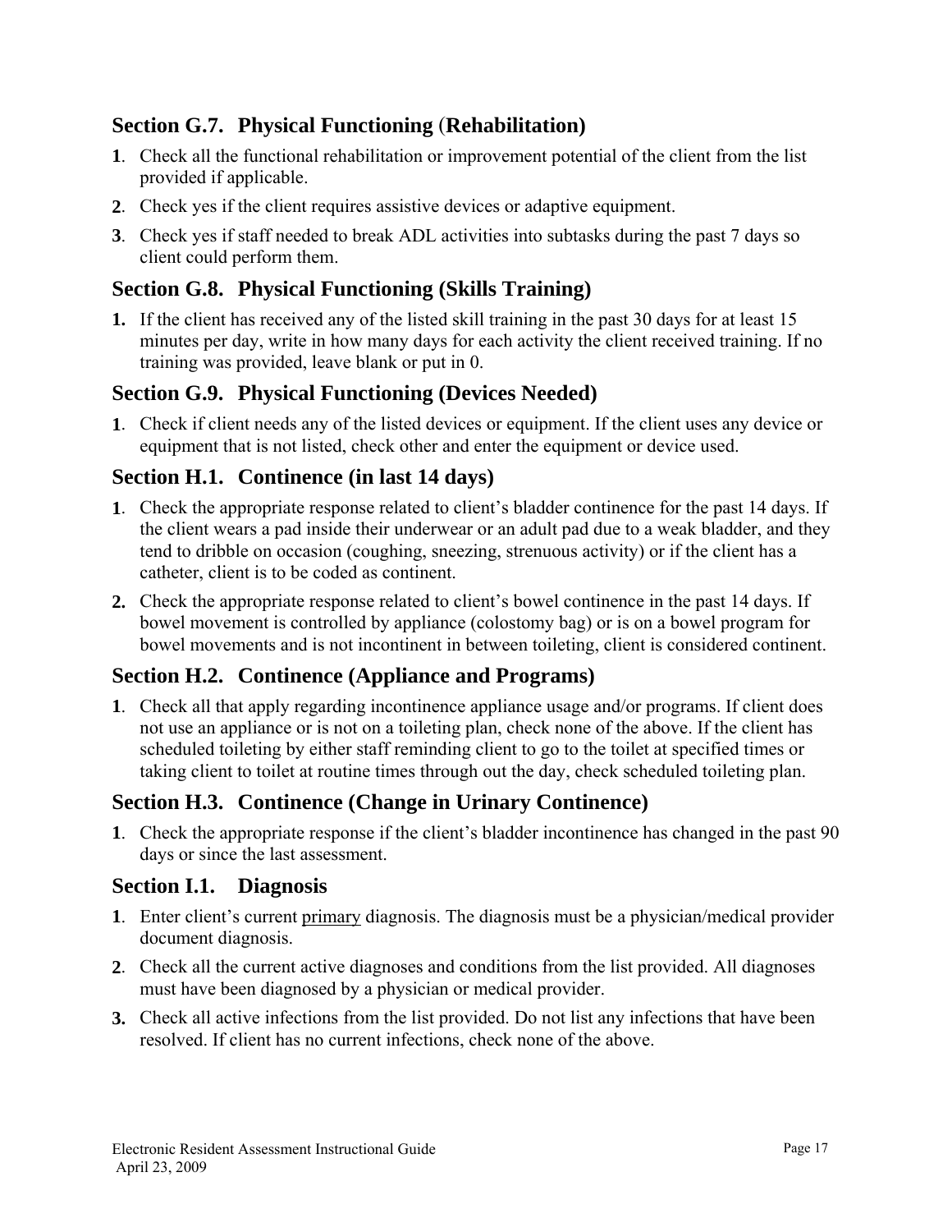## Section G.7. Physical Functioning (Rehabilitation)

1. Check all the functional rehabilitation or improvement potential of the client from the list provided if applicable.
2. Check yes if the client requires assistive devices or adaptive equipment.
3. Check yes if staff needed to break ADL activities into subtasks during the past 7 days so client could perform them.

## Section G.8. Physical Functioning (Skills Training)

1. If the client has received any of the listed skill training in the past 30 days for at least 15 minutes per day, write in how many days for each activity the client received training. If no training was provided, leave blank or put in 0.

## Section G.9. Physical Functioning (Devices Needed)

1. Check if client needs any of the listed devices or equipment. If the client uses any device or equipment that is not listed, check other and enter the equipment or device used.

## Section H.1. Continence (in last 14 days)

1. Check the appropriate response related to client's bladder continence for the past 14 days. If the client wears a pad inside their underwear or an adult pad due to a weak bladder, and they tend to dribble on occasion (coughing, sneezing, strenuous activity) or if the client has a catheter, client is to be coded as continent.
2. Check the appropriate response related to client's bowel continence in the past 14 days. If bowel movement is controlled by appliance (colostomy bag) or is on a bowel program for bowel movements and is not incontinent in between toileting, client is considered continent.

## Section H.2. Continence (Appliance and Programs)

1. Check all that apply regarding incontinence appliance usage and/or programs. If client does not use an appliance or is not on a toileting plan, check none of the above. If the client has scheduled toileting by either staff reminding client to go to the toilet at specified times or taking client to toilet at routine times through out the day, check scheduled toileting plan.

## Section H.3. Continence (Change in Urinary Continence)

1. Check the appropriate response if the client's bladder incontinence has changed in the past 90 days or since the last assessment.

## Section I.1. Diagnosis

1. Enter client's current <u>primary</u> diagnosis. The diagnosis must be a physician/medical provider document diagnosis.
2. Check all the current active diagnoses and conditions from the list provided. All diagnoses must have been diagnosed by a physician or medical provider.
3. Check all active infections from the list provided. Do not list any infections that have been resolved. If client has no current infections, check none of the above.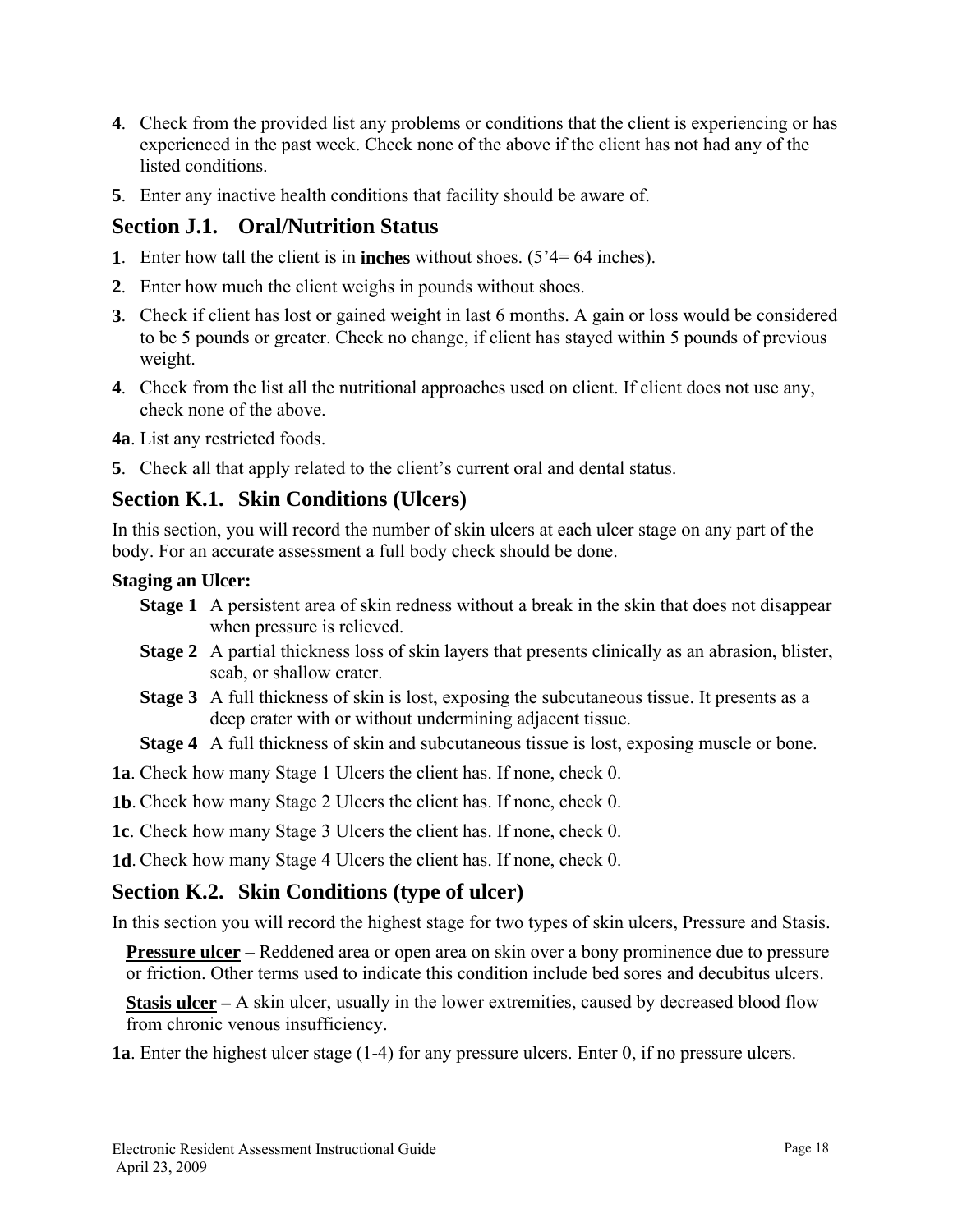**4**. Check from the provided list any problems or conditions that the client is experiencing or has experienced in the past week. Check none of the above if the client has not had any of the listed conditions.

**5**. Enter any inactive health conditions that facility should be aware of.

## Section J.1. Oral/Nutrition Status

**1**. Enter how tall the client is in **inches** without shoes. (5'4= 64 inches).

**2**. Enter how much the client weighs in pounds without shoes.

**3**. Check if client has lost or gained weight in last 6 months. A gain or loss would be considered to be 5 pounds or greater. Check no change, if client has stayed within 5 pounds of previous weight.

**4**. Check from the list all the nutritional approaches used on client. If client does not use any, check none of the above.

**4a**. List any restricted foods.

**5**. Check all that apply related to the client's current oral and dental status.

## Section K.1. Skin Conditions (Ulcers)

In this section, you will record the number of skin ulcers at each ulcer stage on any part of the body. For an accurate assessment a full body check should be done.

**Staging an Ulcer:**

- **Stage 1** A persistent area of skin redness without a break in the skin that does not disappear when pressure is relieved.
- **Stage 2** A partial thickness loss of skin layers that presents clinically as an abrasion, blister, scab, or shallow crater.
- **Stage 3** A full thickness of skin is lost, exposing the subcutaneous tissue. It presents as a deep crater with or without undermining adjacent tissue.
- **Stage 4** A full thickness of skin and subcutaneous tissue is lost, exposing muscle or bone.

**1a**. Check how many Stage 1 Ulcers the client has. If none, check 0.

**1b**. Check how many Stage 2 Ulcers the client has. If none, check 0.

**1c**. Check how many Stage 3 Ulcers the client has. If none, check 0.

**1d**. Check how many Stage 4 Ulcers the client has. If none, check 0.

## Section K.2. Skin Conditions (type of ulcer)

In this section you will record the highest stage for two types of skin ulcers, Pressure and Stasis.

**Pressure ulcer** – Reddened area or open area on skin over a bony prominence due to pressure or friction. Other terms used to indicate this condition include bed sores and decubitus ulcers.

**Stasis ulcer** – A skin ulcer, usually in the lower extremities, caused by decreased blood flow from chronic venous insufficiency.

**1a**. Enter the highest ulcer stage (1-4) for any pressure ulcers. Enter 0, if no pressure ulcers.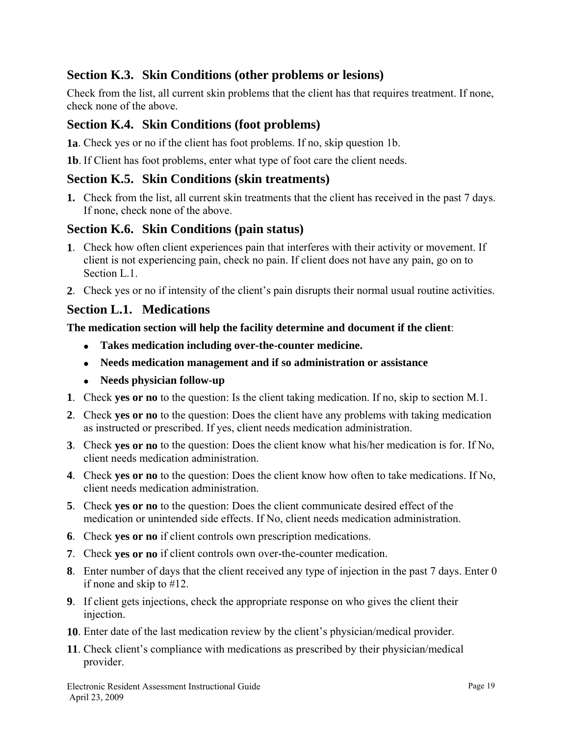## Section K.3. Skin Conditions (other problems or lesions)

Check from the list, all current skin problems that the client has that requires treatment. If none, check none of the above.

## Section K.4. Skin Conditions (foot problems)

**1a**. Check yes or no if the client has foot problems. If no, skip question 1b.

**1b**. If Client has foot problems, enter what type of foot care the client needs.

## Section K.5. Skin Conditions (skin treatments)

**1.** Check from the list, all current skin treatments that the client has received in the past 7 days. If none, check none of the above.

## Section K.6. Skin Conditions (pain status)

**1**. Check how often client experiences pain that interferes with their activity or movement. If client is not experiencing pain, check no pain. If client does not have any pain, go on to Section L.1.

**2**. Check yes or no if intensity of the client's pain disrupts their normal usual routine activities.

## Section L.1. Medications

**The medication section will help the facility determine and document if the client**:

- **Takes medication including over-the-counter medicine.**
- **Needs medication management and if so administration or assistance**
- **Needs physician follow-up**

**1**. Check **yes or no** to the question: Is the client taking medication. If no, skip to section M.1.

**2**. Check **yes or no** to the question: Does the client have any problems with taking medication as instructed or prescribed. If yes, client needs medication administration.

**3**. Check **yes or no** to the question: Does the client know what his/her medication is for. If No, client needs medication administration.

**4**. Check **yes or no** to the question: Does the client know how often to take medications. If No, client needs medication administration.

**5**. Check **yes or no** to the question: Does the client communicate desired effect of the medication or unintended side effects. If No, client needs medication administration.

**6**. Check **yes or no** if client controls own prescription medications.

**7**. Check **yes or no** if client controls own over-the-counter medication.

**8**. Enter number of days that the client received any type of injection in the past 7 days. Enter 0 if none and skip to #12.

**9**. If client gets injections, check the appropriate response on who gives the client their injection.

**10**. Enter date of the last medication review by the client's physician/medical provider.

**11**. Check client's compliance with medications as prescribed by their physician/medical provider.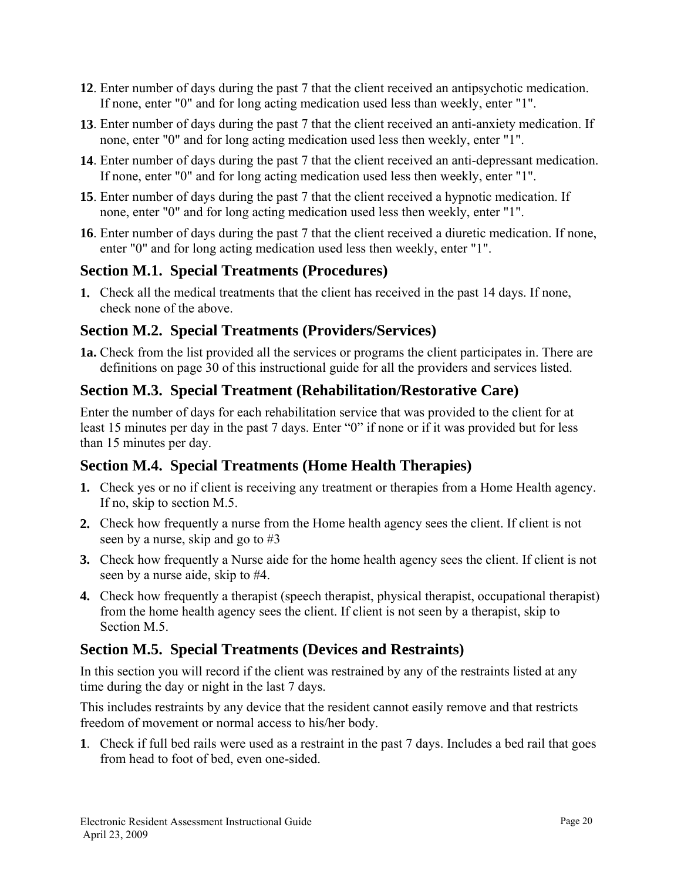**12**. Enter number of days during the past 7 that the client received an antipsychotic medication. If none, enter "0" and for long acting medication used less than weekly, enter "1".

**13**. Enter number of days during the past 7 that the client received an anti-anxiety medication. If none, enter "0" and for long acting medication used less then weekly, enter "1".

**14**. Enter number of days during the past 7 that the client received an anti-depressant medication. If none, enter "0" and for long acting medication used less then weekly, enter "1".

**15**. Enter number of days during the past 7 that the client received a hypnotic medication. If none, enter "0" and for long acting medication used less then weekly, enter "1".

**16**. Enter number of days during the past 7 that the client received a diuretic medication. If none, enter "0" and for long acting medication used less then weekly, enter "1".

## Section M.1. Special Treatments (Procedures)

**1.** Check all the medical treatments that the client has received in the past 14 days. If none, check none of the above.

## Section M.2. Special Treatments (Providers/Services)

**1a.** Check from the list provided all the services or programs the client participates in. There are definitions on page 30 of this instructional guide for all the providers and services listed.

## Section M.3. Special Treatment (Rehabilitation/Restorative Care)

Enter the number of days for each rehabilitation service that was provided to the client for at least 15 minutes per day in the past 7 days. Enter "0" if none or if it was provided but for less than 15 minutes per day.

## Section M.4. Special Treatments (Home Health Therapies)

**1.** Check yes or no if client is receiving any treatment or therapies from a Home Health agency. If no, skip to section M.5.

**2.** Check how frequently a nurse from the Home health agency sees the client. If client is not seen by a nurse, skip and go to #3

**3.** Check how frequently a Nurse aide for the home health agency sees the client. If client is not seen by a nurse aide, skip to #4.

**4.** Check how frequently a therapist (speech therapist, physical therapist, occupational therapist) from the home health agency sees the client. If client is not seen by a therapist, skip to Section M.5.

## Section M.5. Special Treatments (Devices and Restraints)

In this section you will record if the client was restrained by any of the restraints listed at any time during the day or night in the last 7 days.

This includes restraints by any device that the resident cannot easily remove and that restricts freedom of movement or normal access to his/her body.

**1**. Check if full bed rails were used as a restraint in the past 7 days. Includes a bed rail that goes from head to foot of bed, even one-sided.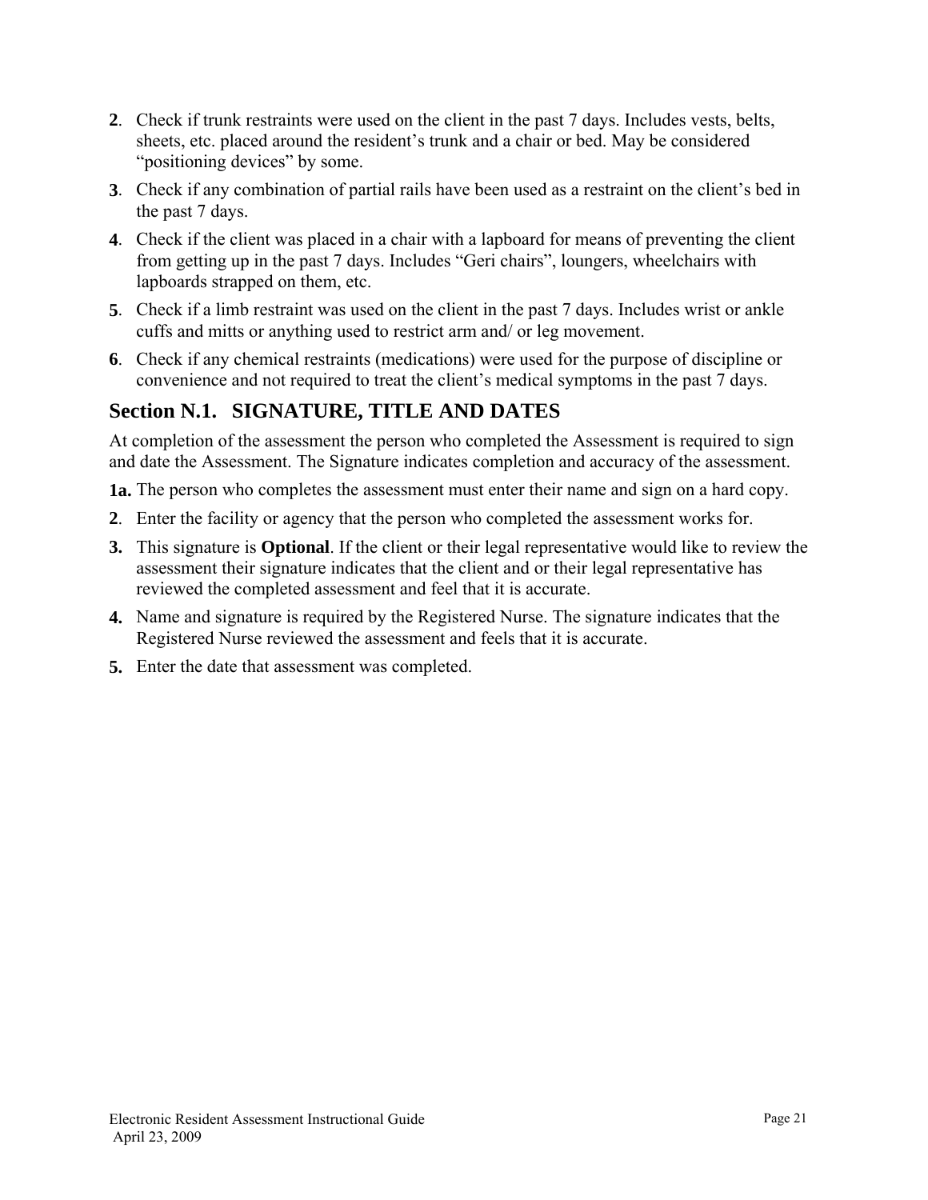**2**. Check if trunk restraints were used on the client in the past 7 days. Includes vests, belts, sheets, etc. placed around the resident's trunk and a chair or bed. May be considered "positioning devices" by some.

**3**. Check if any combination of partial rails have been used as a restraint on the client's bed in the past 7 days.

**4**. Check if the client was placed in a chair with a lapboard for means of preventing the client from getting up in the past 7 days. Includes "Geri chairs", loungers, wheelchairs with lapboards strapped on them, etc.

**5**. Check if a limb restraint was used on the client in the past 7 days. Includes wrist or ankle cuffs and mitts or anything used to restrict arm and/ or leg movement.

**6**. Check if any chemical restraints (medications) were used for the purpose of discipline or convenience and not required to treat the client's medical symptoms in the past 7 days.

## Section N.1. SIGNATURE, TITLE AND DATES

At completion of the assessment the person who completed the Assessment is required to sign and date the Assessment. The Signature indicates completion and accuracy of the assessment.

**1a.** The person who completes the assessment must enter their name and sign on a hard copy.

**2**. Enter the facility or agency that the person who completed the assessment works for.

**3.** This signature is **Optional**. If the client or their legal representative would like to review the assessment their signature indicates that the client and or their legal representative has reviewed the completed assessment and feel that it is accurate.

**4.** Name and signature is required by the Registered Nurse. The signature indicates that the Registered Nurse reviewed the assessment and feels that it is accurate.

**5.** Enter the date that assessment was completed.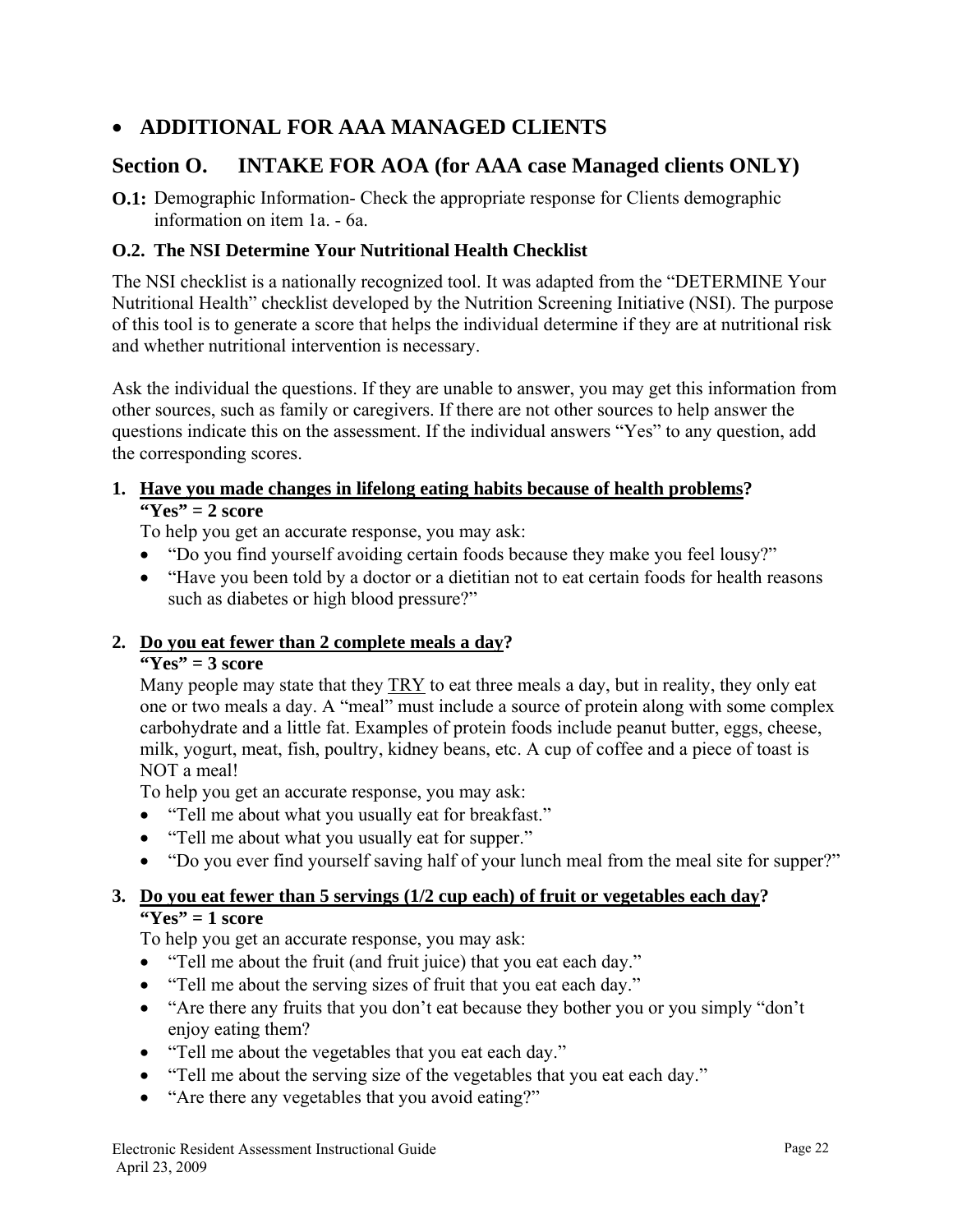- **ADDITIONAL FOR AAA MANAGED CLIENTS**

## Section O. INTAKE FOR AOA (for AAA case Managed clients ONLY)

**O.1:** Demographic Information- Check the appropriate response for Clients demographic information on item 1a. - 6a.

### O.2. The NSI Determine Your Nutritional Health Checklist

The NSI checklist is a nationally recognized tool. It was adapted from the "DETERMINE Your Nutritional Health" checklist developed by the Nutrition Screening Initiative (NSI). The purpose of this tool is to generate a score that helps the individual determine if they are at nutritional risk and whether nutritional intervention is necessary.

Ask the individual the questions. If they are unable to answer, you may get this information from other sources, such as family or caregivers. If there are not other sources to help answer the questions indicate this on the assessment. If the individual answers "Yes" to any question, add the corresponding scores.

1. **<u>Have you made changes in lifelong eating habits because of health problems</u>?**
   **"Yes" = 2 score**
   To help you get an accurate response, you may ask:
   - "Do you find yourself avoiding certain foods because they make you feel lousy?"
   - "Have you been told by a doctor or a dietitian not to eat certain foods for health reasons such as diabetes or high blood pressure?"

2. **<u>Do you eat fewer than 2 complete meals a day</u>?**
   **"Yes" = 3 score**
   Many people may state that they <u>TRY</u> to eat three meals a day, but in reality, they only eat one or two meals a day. A "meal" must include a source of protein along with some complex carbohydrate and a little fat. Examples of protein foods include peanut butter, eggs, cheese, milk, yogurt, meat, fish, poultry, kidney beans, etc. A cup of coffee and a piece of toast is NOT a meal!
   To help you get an accurate response, you may ask:
   - "Tell me about what you usually eat for breakfast."
   - "Tell me about what you usually eat for supper."
   - "Do you ever find yourself saving half of your lunch meal from the meal site for supper?"

3. **<u>Do you eat fewer than 5 servings (1/2 cup each) of fruit or vegetables each day</u>?**
   **"Yes" = 1 score**
   To help you get an accurate response, you may ask:
   - "Tell me about the fruit (and fruit juice) that you eat each day."
   - "Tell me about the serving sizes of fruit that you eat each day."
   - "Are there any fruits that you don't eat because they bother you or you simply "don't enjoy eating them?
   - "Tell me about the vegetables that you eat each day."
   - "Tell me about the serving size of the vegetables that you eat each day."
   - "Are there any vegetables that you avoid eating?"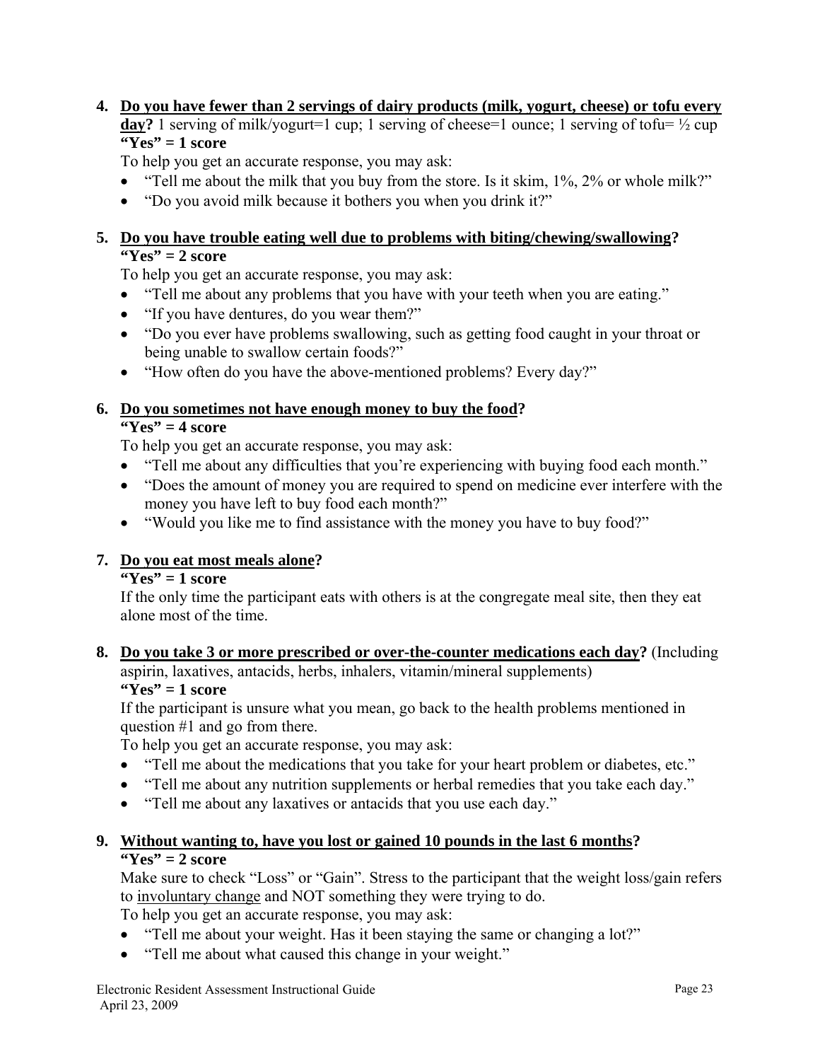4. **<u>Do you have fewer than 2 servings of dairy products (milk, yogurt, cheese) or tofu every day</u>?** 1 serving of milk/yogurt=1 cup; 1 serving of cheese=1 ounce; 1 serving of tofu= ½ cup
   **"Yes" = 1 score**
   To help you get an accurate response, you may ask:
   - "Tell me about the milk that you buy from the store. Is it skim, 1%, 2% or whole milk?"
   - "Do you avoid milk because it bothers you when you drink it?"

5. **<u>Do you have trouble eating well due to problems with biting/chewing/swallowing</u>?**
   **"Yes" = 2 score**
   To help you get an accurate response, you may ask:
   - "Tell me about any problems that you have with your teeth when you are eating."
   - "If you have dentures, do you wear them?"
   - "Do you ever have problems swallowing, such as getting food caught in your throat or being unable to swallow certain foods?"
   - "How often do you have the above-mentioned problems? Every day?"

6. **<u>Do you sometimes not have enough money to buy the food</u>?**
   **"Yes" = 4 score**
   To help you get an accurate response, you may ask:
   - "Tell me about any difficulties that you're experiencing with buying food each month."
   - "Does the amount of money you are required to spend on medicine ever interfere with the money you have left to buy food each month?"
   - "Would you like me to find assistance with the money you have to buy food?"

7. **<u>Do you eat most meals alone</u>?**
   **"Yes" = 1 score**
   If the only time the participant eats with others is at the congregate meal site, then they eat alone most of the time.

8. **<u>Do you take 3 or more prescribed or over-the-counter medications each day</u>?** (Including aspirin, laxatives, antacids, herbs, inhalers, vitamin/mineral supplements)
   **"Yes" = 1 score**
   If the participant is unsure what you mean, go back to the health problems mentioned in question #1 and go from there.
   To help you get an accurate response, you may ask:
   - "Tell me about the medications that you take for your heart problem or diabetes, etc."
   - "Tell me about any nutrition supplements or herbal remedies that you take each day."
   - "Tell me about any laxatives or antacids that you use each day."

9. **<u>Without wanting to, have you lost or gained 10 pounds in the last 6 months</u>?**
   **"Yes" = 2 score**
   Make sure to check "Loss" or "Gain". Stress to the participant that the weight loss/gain refers to <u>involuntary change</u> and NOT something they were trying to do.
   To help you get an accurate response, you may ask:
   - "Tell me about your weight. Has it been staying the same or changing a lot?"
   - "Tell me about what caused this change in your weight."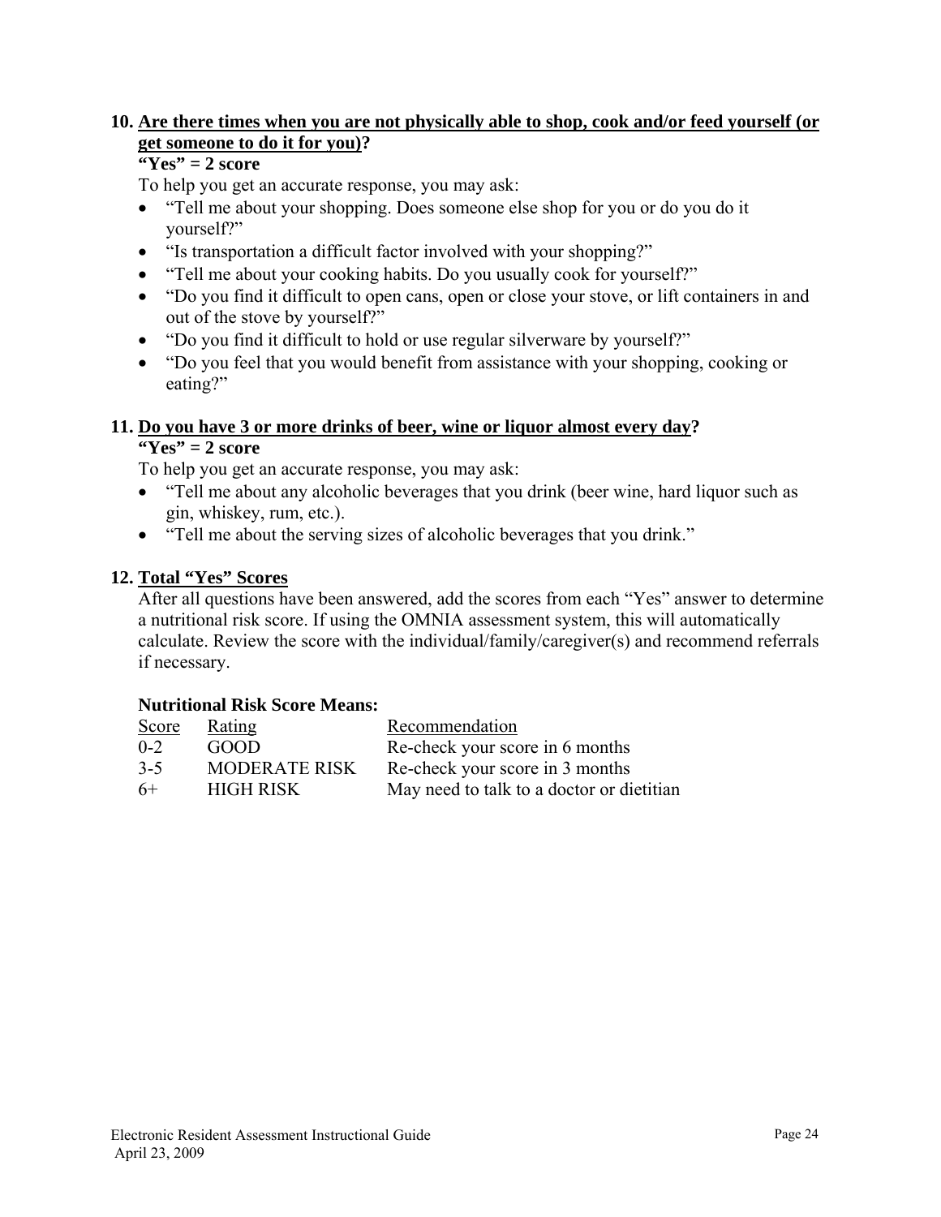**10. <u>Are there times when you are not physically able to shop, cook and/or feed yourself (or get someone to do it for you)</u>?**

**"Yes" = 2 score**

To help you get an accurate response, you may ask:

- "Tell me about your shopping. Does someone else shop for you or do you do it yourself?"
- "Is transportation a difficult factor involved with your shopping?"
- "Tell me about your cooking habits. Do you usually cook for yourself?"
- "Do you find it difficult to open cans, open or close your stove, or lift containers in and out of the stove by yourself?"
- "Do you find it difficult to hold or use regular silverware by yourself?"
- "Do you feel that you would benefit from assistance with your shopping, cooking or eating?"

**11. <u>Do you have 3 or more drinks of beer, wine or liquor almost every day</u>?**

**"Yes" = 2 score**

To help you get an accurate response, you may ask:

- "Tell me about any alcoholic beverages that you drink (beer wine, hard liquor such as gin, whiskey, rum, etc.).
- "Tell me about the serving sizes of alcoholic beverages that you drink."

**12. <u>Total "Yes" Scores</u>**

After all questions have been answered, add the scores from each "Yes" answer to determine a nutritional risk score. If using the OMNIA assessment system, this will automatically calculate. Review the score with the individual/family/caregiver(s) and recommend referrals if necessary.

**Nutritional Risk Score Means:**

| Score | Rating | Recommendation |
|---|---|---|
| 0-2 | GOOD | Re-check your score in 6 months |
| 3-5 | MODERATE RISK | Re-check your score in 3 months |
| 6+ | HIGH RISK | May need to talk to a doctor or dietitian |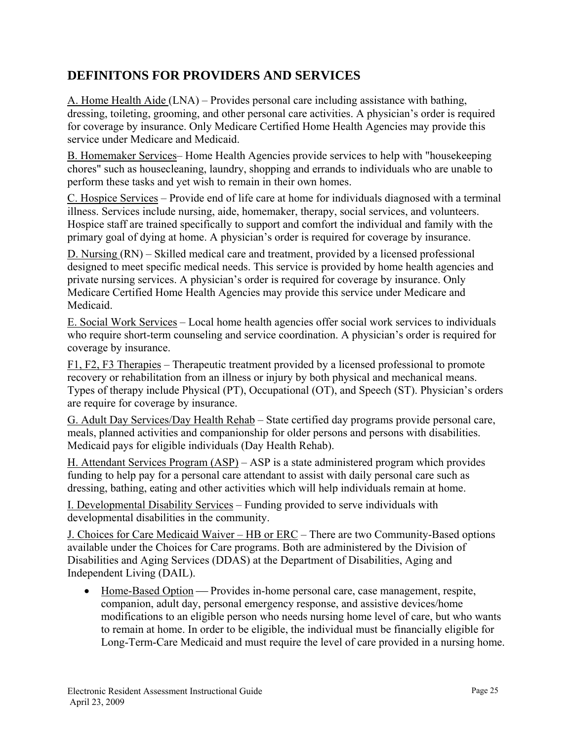## DEFINITONS FOR PROVIDERS AND SERVICES

<u>A. Home Health Aide</u> (LNA) – Provides personal care including assistance with bathing, dressing, toileting, grooming, and other personal care activities. A physician's order is required for coverage by insurance. Only Medicare Certified Home Health Agencies may provide this service under Medicare and Medicaid.

<u>B. Homemaker Services</u>– Home Health Agencies provide services to help with "housekeeping chores" such as housecleaning, laundry, shopping and errands to individuals who are unable to perform these tasks and yet wish to remain in their own homes.

<u>C. Hospice Services</u> – Provide end of life care at home for individuals diagnosed with a terminal illness. Services include nursing, aide, homemaker, therapy, social services, and volunteers. Hospice staff are trained specifically to support and comfort the individual and family with the primary goal of dying at home. A physician's order is required for coverage by insurance.

<u>D. Nursing</u> (RN) – Skilled medical care and treatment, provided by a licensed professional designed to meet specific medical needs. This service is provided by home health agencies and private nursing services. A physician's order is required for coverage by insurance. Only Medicare Certified Home Health Agencies may provide this service under Medicare and Medicaid.

<u>E. Social Work Services</u> – Local home health agencies offer social work services to individuals who require short-term counseling and service coordination. A physician's order is required for coverage by insurance.

<u>F1, F2, F3 Therapies</u> – Therapeutic treatment provided by a licensed professional to promote recovery or rehabilitation from an illness or injury by both physical and mechanical means. Types of therapy include Physical (PT), Occupational (OT), and Speech (ST). Physician's orders are require for coverage by insurance.

<u>G. Adult Day Services/Day Health Rehab</u> – State certified day programs provide personal care, meals, planned activities and companionship for older persons and persons with disabilities. Medicaid pays for eligible individuals (Day Health Rehab).

<u>H. Attendant Services Program (ASP)</u> – ASP is a state administered program which provides funding to help pay for a personal care attendant to assist with daily personal care such as dressing, bathing, eating and other activities which will help individuals remain at home.

<u>I. Developmental Disability Services</u> – Funding provided to serve individuals with developmental disabilities in the community.

<u>J. Choices for Care Medicaid Waiver – HB or ERC</u> – There are two Community-Based options available under the Choices for Care programs. Both are administered by the Division of Disabilities and Aging Services (DDAS) at the Department of Disabilities, Aging and Independent Living (DAIL).

- <u>Home-Based Option</u> — Provides in-home personal care, case management, respite, companion, adult day, personal emergency response, and assistive devices/home modifications to an eligible person who needs nursing home level of care, but who wants to remain at home. In order to be eligible, the individual must be financially eligible for Long-Term-Care Medicaid and must require the level of care provided in a nursing home.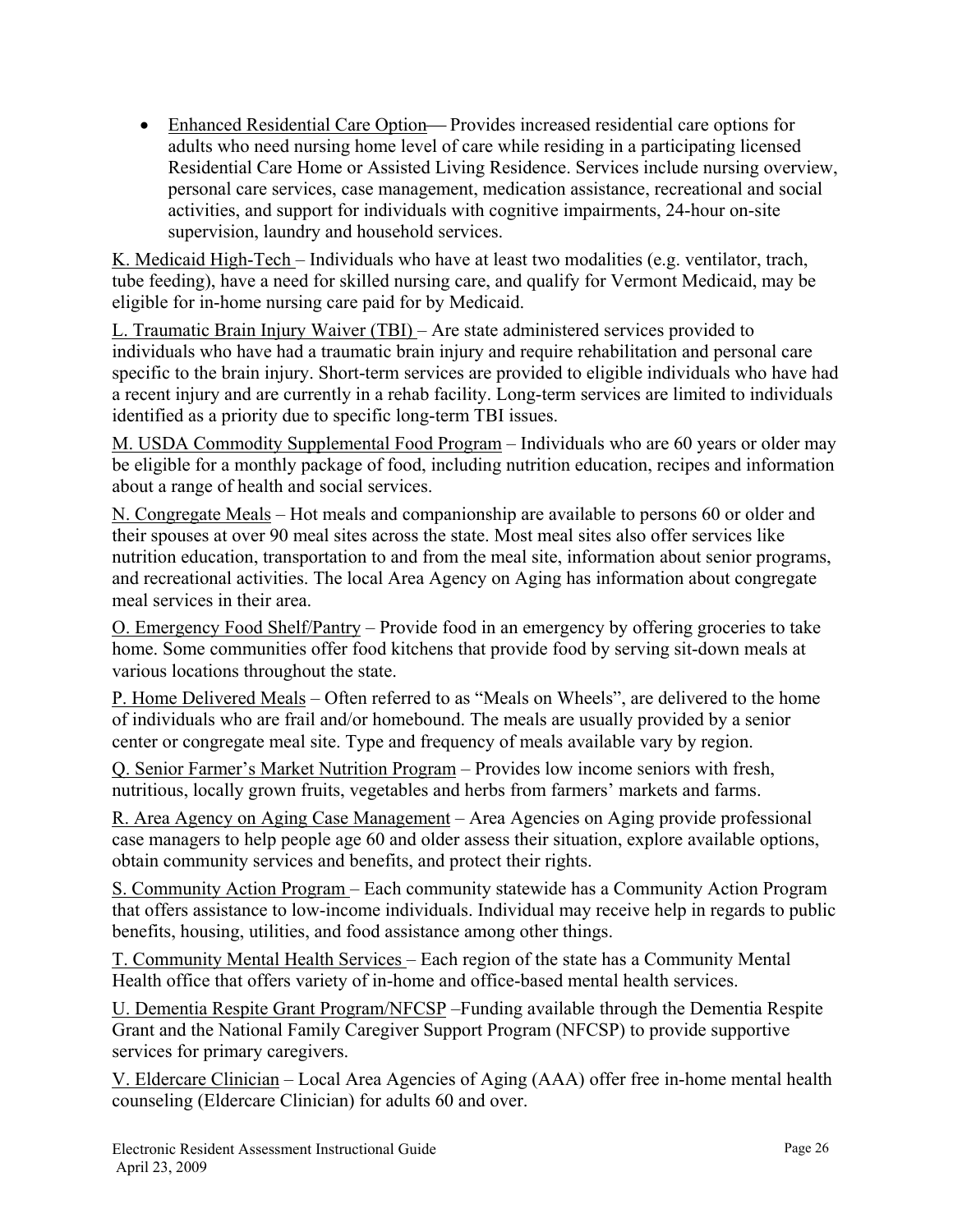- Enhanced Residential Care Option— Provides increased residential care options for adults who need nursing home level of care while residing in a participating licensed Residential Care Home or Assisted Living Residence. Services include nursing overview, personal care services, case management, medication assistance, recreational and social activities, and support for individuals with cognitive impairments, 24-hour on-site supervision, laundry and household services.

K. Medicaid High-Tech – Individuals who have at least two modalities (e.g. ventilator, trach, tube feeding), have a need for skilled nursing care, and qualify for Vermont Medicaid, may be eligible for in-home nursing care paid for by Medicaid.

L. Traumatic Brain Injury Waiver (TBI) – Are state administered services provided to individuals who have had a traumatic brain injury and require rehabilitation and personal care specific to the brain injury. Short-term services are provided to eligible individuals who have had a recent injury and are currently in a rehab facility. Long-term services are limited to individuals identified as a priority due to specific long-term TBI issues.

M. USDA Commodity Supplemental Food Program – Individuals who are 60 years or older may be eligible for a monthly package of food, including nutrition education, recipes and information about a range of health and social services.

N. Congregate Meals – Hot meals and companionship are available to persons 60 or older and their spouses at over 90 meal sites across the state. Most meal sites also offer services like nutrition education, transportation to and from the meal site, information about senior programs, and recreational activities. The local Area Agency on Aging has information about congregate meal services in their area.

O. Emergency Food Shelf/Pantry – Provide food in an emergency by offering groceries to take home. Some communities offer food kitchens that provide food by serving sit-down meals at various locations throughout the state.

P. Home Delivered Meals – Often referred to as "Meals on Wheels", are delivered to the home of individuals who are frail and/or homebound. The meals are usually provided by a senior center or congregate meal site. Type and frequency of meals available vary by region.

Q. Senior Farmer's Market Nutrition Program – Provides low income seniors with fresh, nutritious, locally grown fruits, vegetables and herbs from farmers' markets and farms.

R. Area Agency on Aging Case Management – Area Agencies on Aging provide professional case managers to help people age 60 and older assess their situation, explore available options, obtain community services and benefits, and protect their rights.

S. Community Action Program – Each community statewide has a Community Action Program that offers assistance to low-income individuals. Individual may receive help in regards to public benefits, housing, utilities, and food assistance among other things.

T. Community Mental Health Services – Each region of the state has a Community Mental Health office that offers variety of in-home and office-based mental health services.

U. Dementia Respite Grant Program/NFCSP –Funding available through the Dementia Respite Grant and the National Family Caregiver Support Program (NFCSP) to provide supportive services for primary caregivers.

V. Eldercare Clinician – Local Area Agencies of Aging (AAA) offer free in-home mental health counseling (Eldercare Clinician) for adults 60 and over.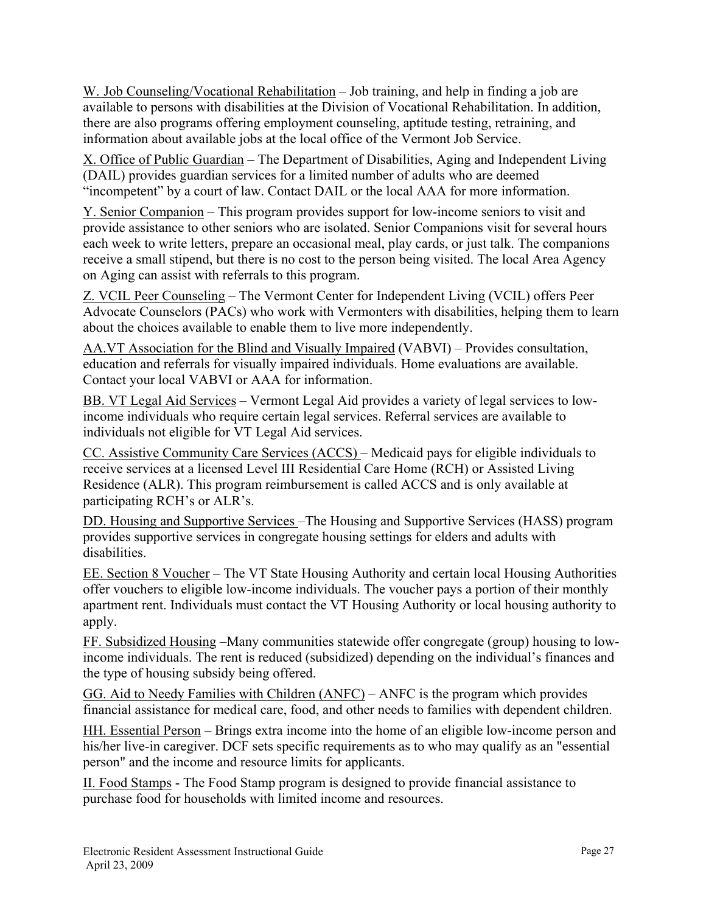W. Job Counseling/Vocational Rehabilitation – Job training, and help in finding a job are available to persons with disabilities at the Division of Vocational Rehabilitation. In addition, there are also programs offering employment counseling, aptitude testing, retraining, and information about available jobs at the local office of the Vermont Job Service.

X. Office of Public Guardian – The Department of Disabilities, Aging and Independent Living (DAIL) provides guardian services for a limited number of adults who are deemed "incompetent" by a court of law. Contact DAIL or the local AAA for more information.

Y. Senior Companion – This program provides support for low-income seniors to visit and provide assistance to other seniors who are isolated. Senior Companions visit for several hours each week to write letters, prepare an occasional meal, play cards, or just talk. The companions receive a small stipend, but there is no cost to the person being visited. The local Area Agency on Aging can assist with referrals to this program.

Z. VCIL Peer Counseling – The Vermont Center for Independent Living (VCIL) offers Peer Advocate Counselors (PACs) who work with Vermonters with disabilities, helping them to learn about the choices available to enable them to live more independently.

AA.VT Association for the Blind and Visually Impaired (VABVI) – Provides consultation, education and referrals for visually impaired individuals. Home evaluations are available. Contact your local VABVI or AAA for information.

BB. VT Legal Aid Services – Vermont Legal Aid provides a variety of legal services to low-income individuals who require certain legal services. Referral services are available to individuals not eligible for VT Legal Aid services.

CC. Assistive Community Care Services (ACCS) – Medicaid pays for eligible individuals to receive services at a licensed Level III Residential Care Home (RCH) or Assisted Living Residence (ALR). This program reimbursement is called ACCS and is only available at participating RCH's or ALR's.

DD. Housing and Supportive Services –The Housing and Supportive Services (HASS) program provides supportive services in congregate housing settings for elders and adults with disabilities.

EE. Section 8 Voucher – The VT State Housing Authority and certain local Housing Authorities offer vouchers to eligible low-income individuals. The voucher pays a portion of their monthly apartment rent. Individuals must contact the VT Housing Authority or local housing authority to apply.

FF. Subsidized Housing –Many communities statewide offer congregate (group) housing to low-income individuals. The rent is reduced (subsidized) depending on the individual's finances and the type of housing subsidy being offered.

GG. Aid to Needy Families with Children (ANFC) – ANFC is the program which provides financial assistance for medical care, food, and other needs to families with dependent children.

HH. Essential Person – Brings extra income into the home of an eligible low-income person and his/her live-in caregiver. DCF sets specific requirements as to who may qualify as an "essential person" and the income and resource limits for applicants.

II. Food Stamps - The Food Stamp program is designed to provide financial assistance to purchase food for households with limited income and resources.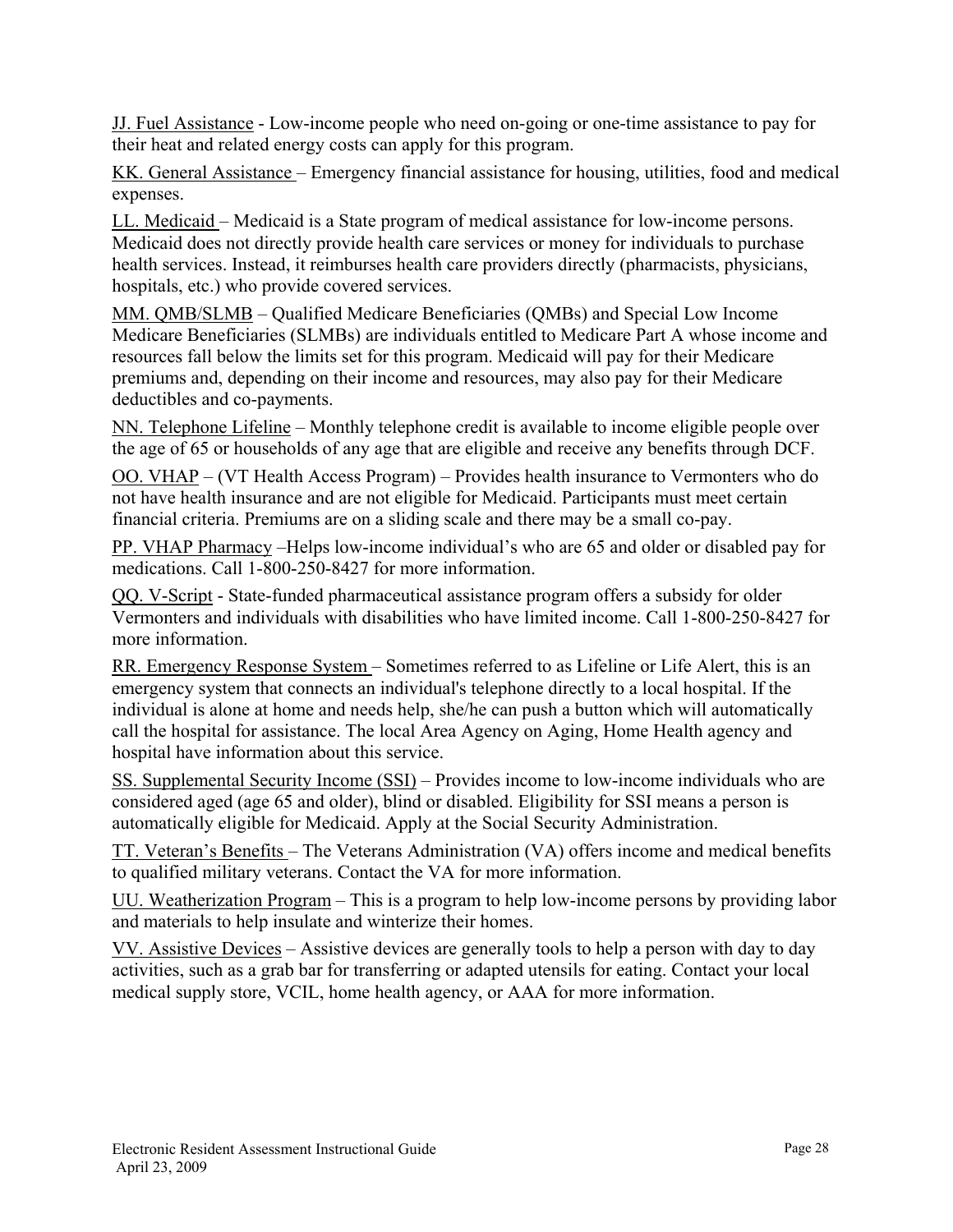JJ. Fuel Assistance - Low-income people who need on-going or one-time assistance to pay for their heat and related energy costs can apply for this program.

KK. General Assistance – Emergency financial assistance for housing, utilities, food and medical expenses.

LL. Medicaid – Medicaid is a State program of medical assistance for low-income persons. Medicaid does not directly provide health care services or money for individuals to purchase health services. Instead, it reimburses health care providers directly (pharmacists, physicians, hospitals, etc.) who provide covered services.

MM. QMB/SLMB – Qualified Medicare Beneficiaries (QMBs) and Special Low Income Medicare Beneficiaries (SLMBs) are individuals entitled to Medicare Part A whose income and resources fall below the limits set for this program. Medicaid will pay for their Medicare premiums and, depending on their income and resources, may also pay for their Medicare deductibles and co-payments.

NN. Telephone Lifeline – Monthly telephone credit is available to income eligible people over the age of 65 or households of any age that are eligible and receive any benefits through DCF.

OO. VHAP – (VT Health Access Program) – Provides health insurance to Vermonters who do not have health insurance and are not eligible for Medicaid. Participants must meet certain financial criteria. Premiums are on a sliding scale and there may be a small co-pay.

PP. VHAP Pharmacy –Helps low-income individual's who are 65 and older or disabled pay for medications. Call 1-800-250-8427 for more information.

QQ. V-Script - State-funded pharmaceutical assistance program offers a subsidy for older Vermonters and individuals with disabilities who have limited income. Call 1-800-250-8427 for more information.

RR. Emergency Response System – Sometimes referred to as Lifeline or Life Alert, this is an emergency system that connects an individual's telephone directly to a local hospital. If the individual is alone at home and needs help, she/he can push a button which will automatically call the hospital for assistance. The local Area Agency on Aging, Home Health agency and hospital have information about this service.

SS. Supplemental Security Income (SSI) – Provides income to low-income individuals who are considered aged (age 65 and older), blind or disabled. Eligibility for SSI means a person is automatically eligible for Medicaid. Apply at the Social Security Administration.

TT. Veteran's Benefits – The Veterans Administration (VA) offers income and medical benefits to qualified military veterans. Contact the VA for more information.

UU. Weatherization Program – This is a program to help low-income persons by providing labor and materials to help insulate and winterize their homes.

VV. Assistive Devices – Assistive devices are generally tools to help a person with day to day activities, such as a grab bar for transferring or adapted utensils for eating. Contact your local medical supply store, VCIL, home health agency, or AAA for more information.